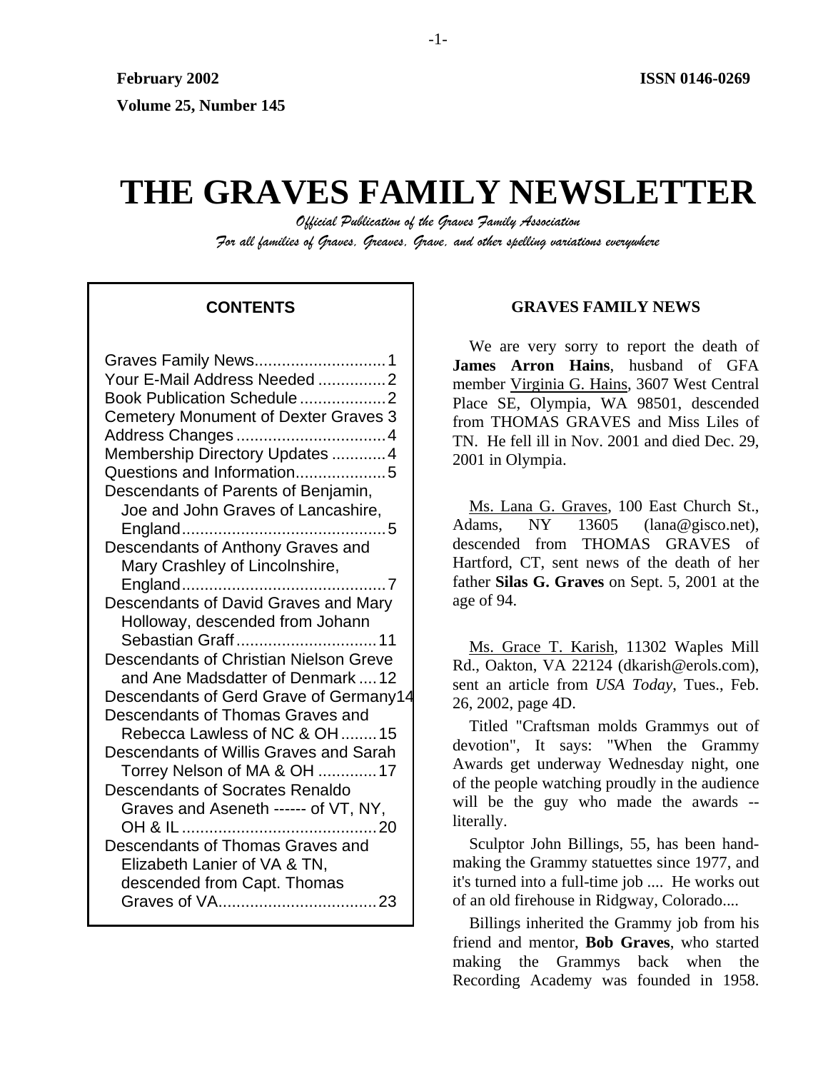**February 2002** **ISSN 0146-0269**

**Volume 25, Number 145**

# THE GRAVES FAMILY NEWSLETTER

*Official Publication of the Graves Family Association*

*For all families of Graves, Greaves, Grave, and other spelling variations everywhere*

## CONTENTS

| | |
|---|---|
| Graves Family News | 1 |
| Your E-Mail Address Needed | 2 |
| Book Publication Schedule | 2 |
| Cemetery Monument of Dexter Graves | 3 |
| Address Changes | 4 |
| Membership Directory Updates | 4 |
| Questions and Information | 5 |
| Descendants of Parents of Benjamin, Joe and John Graves of Lancashire, England | 5 |
| Descendants of Anthony Graves and Mary Crashley of Lincolnshire, England | 7 |
| Descendants of David Graves and Mary Holloway, descended from Johann Sebastian Graff | 11 |
| Descendants of Christian Nielson Greve and Ane Madsdatter of Denmark | 12 |
| Descendants of Gerd Grave of Germany | 14 |
| Descendants of Thomas Graves and Rebecca Lawless of NC & OH | 15 |
| Descendants of Willis Graves and Sarah Torrey Nelson of MA & OH | 17 |
| Descendants of Socrates Renaldo Graves and Aseneth ------ of VT, NY, OH & IL | 20 |
| Descendants of Thomas Graves and Elizabeth Lanier of VA & TN, descended from Capt. Thomas Graves of VA | 23 |

## GRAVES FAMILY NEWS

We are very sorry to report the death of **James Arron Hains**, husband of GFA member Virginia G. Hains, 3607 West Central Place SE, Olympia, WA 98501, descended from THOMAS GRAVES and Miss Liles of TN. He fell ill in Nov. 2001 and died Dec. 29, 2001 in Olympia.

Ms. Lana G. Graves, 100 East Church St., Adams, NY 13605 (lana@gisco.net), descended from THOMAS GRAVES of Hartford, CT, sent news of the death of her father **Silas G. Graves** on Sept. 5, 2001 at the age of 94.

Ms. Grace T. Karish, 11302 Waples Mill Rd., Oakton, VA 22124 (dkarish@erols.com), sent an article from *USA Today*, Tues., Feb. 26, 2002, page 4D.

Titled "Craftsman molds Grammys out of devotion", It says: "When the Grammy Awards get underway Wednesday night, one of the people watching proudly in the audience will be the guy who made the awards -- literally.

Sculptor John Billings, 55, has been hand-making the Grammy statuettes since 1977, and it's turned into a full-time job .... He works out of an old firehouse in Ridgway, Colorado....

Billings inherited the Grammy job from his friend and mentor, **Bob Graves**, who started making the Grammys back when the Recording Academy was founded in 1958.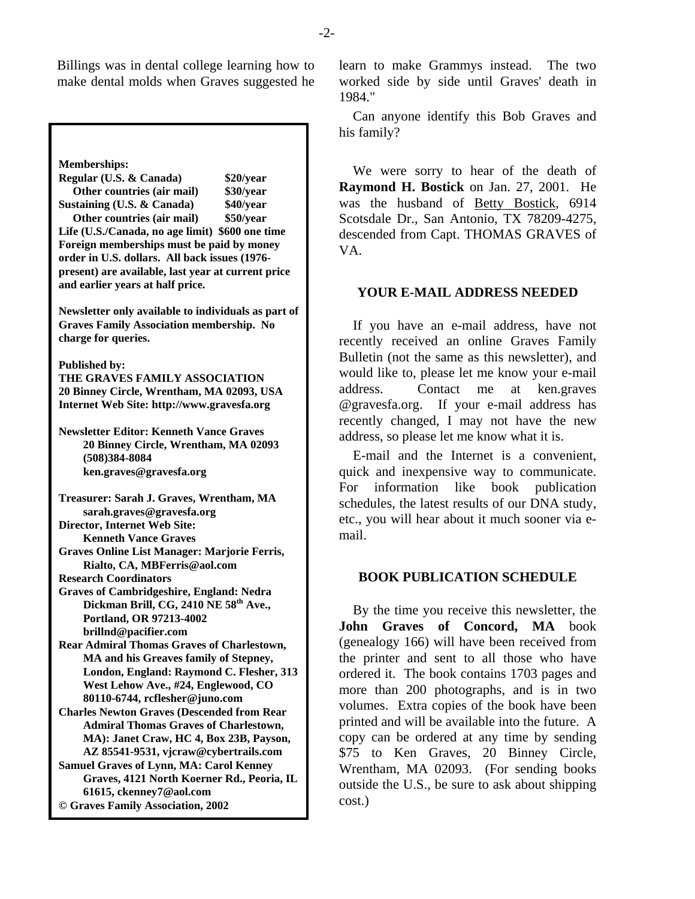Billings was in dental college learning how to make dental molds when Graves suggested he learn to make Grammys instead. The two worked side by side until Graves' death in 1984."

Can anyone identify this Bob Graves and his family?

**Memberships:**

| | |
|---|---|
| **Regular (U.S. & Canada)** | **$20/year** |
| **Other countries (air mail)** | **$30/year** |
| **Sustaining (U.S. & Canada)** | **$40/year** |
| **Other countries (air mail)** | **$50/year** |
| **Life (U.S./Canada, no age limit)** | **$600 one time** |

**Foreign memberships must be paid by money order in U.S. dollars. All back issues (1976-present) are available, last year at current price and earlier years at half price.**

**Newsletter only available to individuals as part of Graves Family Association membership. No charge for queries.**

**Published by:**
**THE GRAVES FAMILY ASSOCIATION**
**20 Binney Circle, Wrentham, MA 02093, USA**
**Internet Web Site: http://www.gravesfa.org**

**Newsletter Editor: Kenneth Vance Graves**
**20 Binney Circle, Wrentham, MA 02093**
**(508)384-8084**
**ken.graves@gravesfa.org**

**Treasurer: Sarah J. Graves, Wrentham, MA**
**sarah.graves@gravesfa.org**
**Director, Internet Web Site:**
**Kenneth Vance Graves**
**Graves Online List Manager: Marjorie Ferris, Rialto, CA, MBFerris@aol.com**
**Research Coordinators**
**Graves of Cambridgeshire, England: Nedra Dickman Brill, CG, 2410 NE 58th Ave., Portland, OR 97213-4002**
**brillnd@pacifier.com**
**Rear Admiral Thomas Graves of Charlestown, MA and his Greaves family of Stepney, London, England: Raymond C. Flesher, 313 West Lehow Ave., #24, Englewood, CO 80110-6744, rcflesher@juno.com**
**Charles Newton Graves (Descended from Rear Admiral Thomas Graves of Charlestown, MA): Janet Craw, HC 4, Box 23B, Payson, AZ 85541-9531, vjcraw@cybertrails.com**
**Samuel Graves of Lynn, MA: Carol Kenney Graves, 4121 North Koerner Rd., Peoria, IL 61615, ckenney7@aol.com**
**© Graves Family Association, 2002**

We were sorry to hear of the death of **Raymond H. Bostick** on Jan. 27, 2001. He was the husband of Betty Bostick, 6914 Scotsdale Dr., San Antonio, TX 78209-4275, descended from Capt. THOMAS GRAVES of VA.

## YOUR E-MAIL ADDRESS NEEDED

If you have an e-mail address, have not recently received an online Graves Family Bulletin (not the same as this newsletter), and would like to, please let me know your e-mail address. Contact me at ken.graves @gravesfa.org. If your e-mail address has recently changed, I may not have the new address, so please let me know what it is.

E-mail and the Internet is a convenient, quick and inexpensive way to communicate. For information like book publication schedules, the latest results of our DNA study, etc., you will hear about it much sooner via e-mail.

## BOOK PUBLICATION SCHEDULE

By the time you receive this newsletter, the **John Graves of Concord, MA** book (genealogy 166) will have been received from the printer and sent to all those who have ordered it. The book contains 1703 pages and more than 200 photographs, and is in two volumes. Extra copies of the book have been printed and will be available into the future. A copy can be ordered at any time by sending $75 to Ken Graves, 20 Binney Circle, Wrentham, MA 02093. (For sending books outside the U.S., be sure to ask about shipping cost.)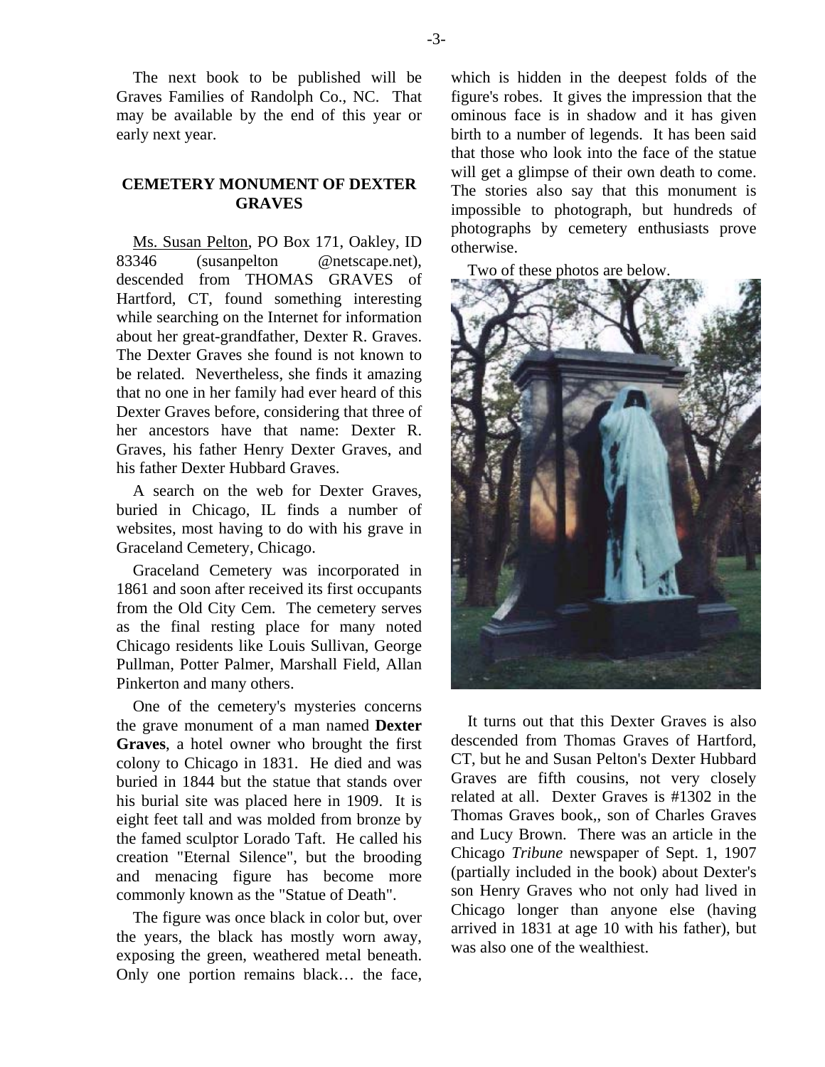The next book to be published will be Graves Families of Randolph Co., NC. That may be available by the end of this year or early next year.

## CEMETERY MONUMENT OF DEXTER GRAVES

Ms. Susan Pelton, PO Box 171, Oakley, ID 83346 (susanpelton @netscape.net), descended from THOMAS GRAVES of Hartford, CT, found something interesting while searching on the Internet for information about her great-grandfather, Dexter R. Graves. The Dexter Graves she found is not known to be related. Nevertheless, she finds it amazing that no one in her family had ever heard of this Dexter Graves before, considering that three of her ancestors have that name: Dexter R. Graves, his father Henry Dexter Graves, and his father Dexter Hubbard Graves.

A search on the web for Dexter Graves, buried in Chicago, IL finds a number of websites, most having to do with his grave in Graceland Cemetery, Chicago.

Graceland Cemetery was incorporated in 1861 and soon after received its first occupants from the Old City Cem. The cemetery serves as the final resting place for many noted Chicago residents like Louis Sullivan, George Pullman, Potter Palmer, Marshall Field, Allan Pinkerton and many others.

One of the cemetery's mysteries concerns the grave monument of a man named **Dexter Graves**, a hotel owner who brought the first colony to Chicago in 1831. He died and was buried in 1844 but the statue that stands over his burial site was placed here in 1909. It is eight feet tall and was molded from bronze by the famed sculptor Lorado Taft. He called his creation "Eternal Silence", but the brooding and menacing figure has become more commonly known as the "Statue of Death".

The figure was once black in color but, over the years, the black has mostly worn away, exposing the green, weathered metal beneath. Only one portion remains black… the face, which is hidden in the deepest folds of the figure's robes. It gives the impression that the ominous face is in shadow and it has given birth to a number of legends. It has been said that those who look into the face of the statue will get a glimpse of their own death to come. The stories also say that this monument is impossible to photograph, but hundreds of photographs by cemetery enthusiasts prove otherwise.

Two of these photos are below.

It turns out that this Dexter Graves is also descended from Thomas Graves of Hartford, CT, but he and Susan Pelton's Dexter Hubbard Graves are fifth cousins, not very closely related at all. Dexter Graves is #1302 in the Thomas Graves book,, son of Charles Graves and Lucy Brown. There was an article in the Chicago *Tribune* newspaper of Sept. 1, 1907 (partially included in the book) about Dexter's son Henry Graves who not only had lived in Chicago longer than anyone else (having arrived in 1831 at age 10 with his father), but was also one of the wealthiest.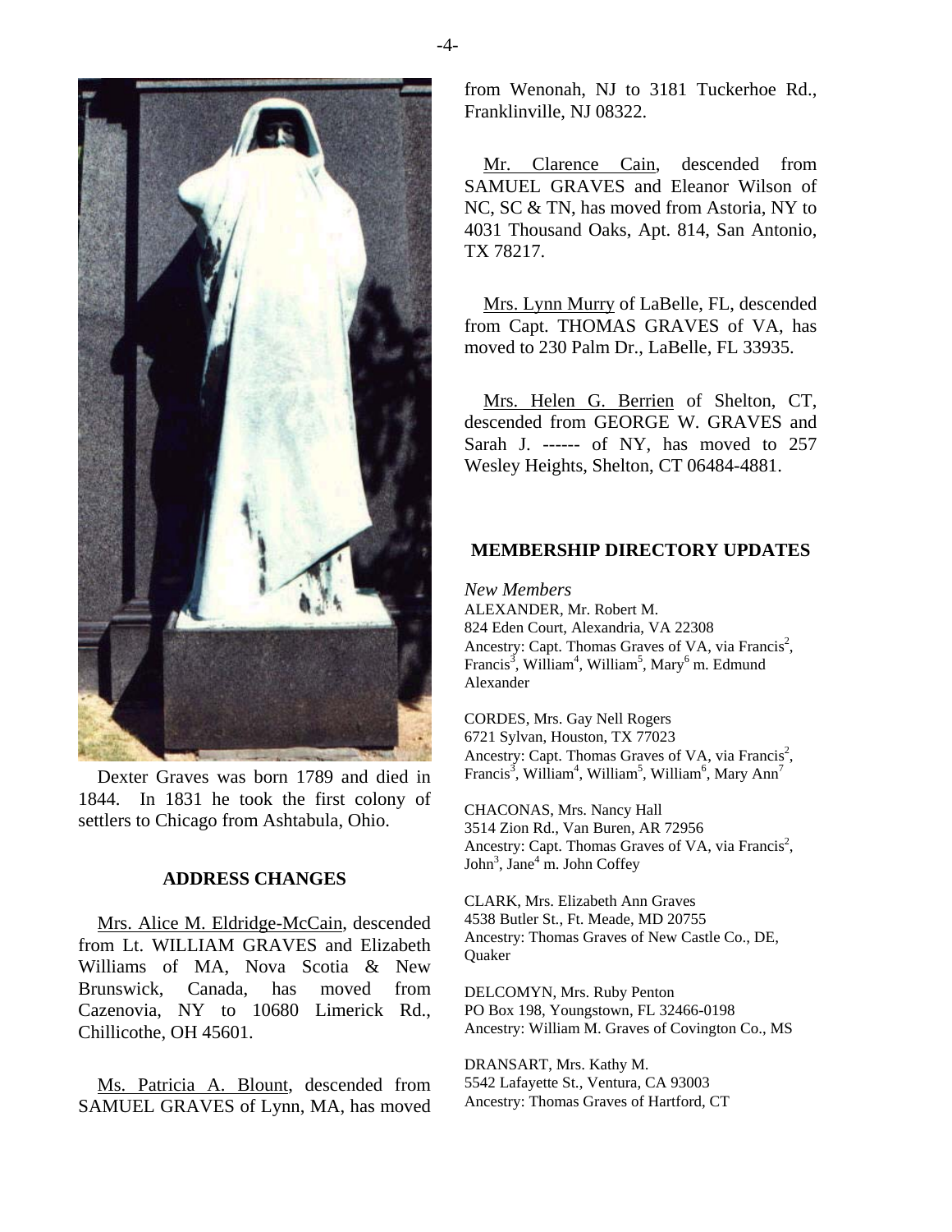Dexter Graves was born 1789 and died in 1844. In 1831 he took the first colony of settlers to Chicago from Ashtabula, Ohio.

## ADDRESS CHANGES

Mrs. Alice M. Eldridge-McCain, descended from Lt. WILLIAM GRAVES and Elizabeth Williams of MA, Nova Scotia & New Brunswick, Canada, has moved from Cazenovia, NY to 10680 Limerick Rd., Chillicothe, OH 45601.

Ms. Patricia A. Blount, descended from SAMUEL GRAVES of Lynn, MA, has moved from Wenonah, NJ to 3181 Tuckerhoe Rd., Franklinville, NJ 08322.

Mr. Clarence Cain, descended from SAMUEL GRAVES and Eleanor Wilson of NC, SC & TN, has moved from Astoria, NY to 4031 Thousand Oaks, Apt. 814, San Antonio, TX 78217.

Mrs. Lynn Murry of LaBelle, FL, descended from Capt. THOMAS GRAVES of VA, has moved to 230 Palm Dr., LaBelle, FL 33935.

Mrs. Helen G. Berrien of Shelton, CT, descended from GEORGE W. GRAVES and Sarah J. ------ of NY, has moved to 257 Wesley Heights, Shelton, CT 06484-4881.

## MEMBERSHIP DIRECTORY UPDATES

*New Members*

ALEXANDER, Mr. Robert M.
824 Eden Court, Alexandria, VA 22308
Ancestry: Capt. Thomas Graves of VA, via Francis[2], Francis[3], William[4], William[5], Mary[6] m. Edmund Alexander

CORDES, Mrs. Gay Nell Rogers
6721 Sylvan, Houston, TX 77023
Ancestry: Capt. Thomas Graves of VA, via Francis[2], Francis[3], William[4], William[5], William[6], Mary Ann[7]

CHACONAS, Mrs. Nancy Hall
3514 Zion Rd., Van Buren, AR 72956
Ancestry: Capt. Thomas Graves of VA, via Francis[2], John[3], Jane[4] m. John Coffey

CLARK, Mrs. Elizabeth Ann Graves
4538 Butler St., Ft. Meade, MD 20755
Ancestry: Thomas Graves of New Castle Co., DE, Quaker

DELCOMYN, Mrs. Ruby Penton
PO Box 198, Youngstown, FL 32466-0198
Ancestry: William M. Graves of Covington Co., MS

DRANSART, Mrs. Kathy M.
5542 Lafayette St., Ventura, CA 93003
Ancestry: Thomas Graves of Hartford, CT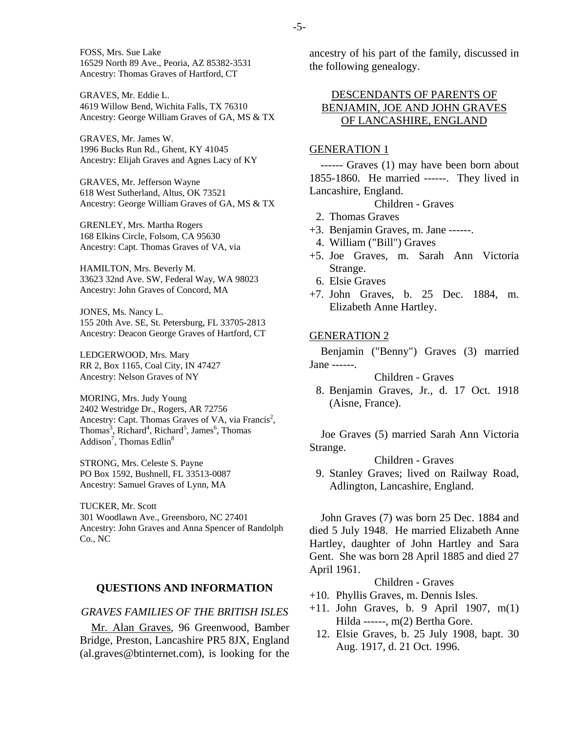FOSS, Mrs. Sue Lake
16529 North 89 Ave., Peoria, AZ 85382-3531
Ancestry: Thomas Graves of Hartford, CT

GRAVES, Mr. Eddie L.
4619 Willow Bend, Wichita Falls, TX 76310
Ancestry: George William Graves of GA, MS & TX

GRAVES, Mr. James W.
1996 Bucks Run Rd., Ghent, KY 41045
Ancestry: Elijah Graves and Agnes Lacy of KY

GRAVES, Mr. Jefferson Wayne
618 West Sutherland, Altus, OK 73521
Ancestry: George William Graves of GA, MS & TX

GRENLEY, Mrs. Martha Rogers
168 Elkins Circle, Folsom, CA 95630
Ancestry: Capt. Thomas Graves of VA, via

HAMILTON, Mrs. Beverly M.
33623 32nd Ave. SW, Federal Way, WA 98023
Ancestry: John Graves of Concord, MA

JONES, Ms. Nancy L.
155 20th Ave. SE, St. Petersburg, FL 33705-2813
Ancestry: Deacon George Graves of Hartford, CT

LEDGERWOOD, Mrs. Mary
RR 2, Box 1165, Coal City, IN 47427
Ancestry: Nelson Graves of NY

MORING, Mrs. Judy Young
2402 Westridge Dr., Rogers, AR 72756
Ancestry: Capt. Thomas Graves of VA, via Francis[2], Thomas[3], Richard[4], Richard[5], James[6], Thomas Addison[7], Thomas Edlin[8]

STRONG, Mrs. Celeste S. Payne
PO Box 1592, Bushnell, FL 33513-0087
Ancestry: Samuel Graves of Lynn, MA

TUCKER, Mr. Scott
301 Woodlawn Ave., Greensboro, NC 27401
Ancestry: John Graves and Anna Spencer of Randolph Co., NC

## QUESTIONS AND INFORMATION

### *GRAVES FAMILIES OF THE BRITISH ISLES*

Mr. Alan Graves, 96 Greenwood, Bamber Bridge, Preston, Lancashire PR5 8JX, England (al.graves@btinternet.com), is looking for the ancestry of his part of the family, discussed in the following genealogy.

### DESCENDANTS OF PARENTS OF BENJAMIN, JOE AND JOHN GRAVES OF LANCASHIRE, ENGLAND

GENERATION 1

------ Graves (1) may have been born about 1855-1860. He married ------. They lived in Lancashire, England.

Children - Graves

2. Thomas Graves
+3. Benjamin Graves, m. Jane ------.
4. William ("Bill") Graves
+5. Joe Graves, m. Sarah Ann Victoria Strange.
6. Elsie Graves
+7. John Graves, b. 25 Dec. 1884, m. Elizabeth Anne Hartley.

GENERATION 2

Benjamin ("Benny") Graves (3) married Jane ------.

Children - Graves

8. Benjamin Graves, Jr., d. 17 Oct. 1918 (Aisne, France).

Joe Graves (5) married Sarah Ann Victoria Strange.

Children - Graves

9. Stanley Graves; lived on Railway Road, Adlington, Lancashire, England.

John Graves (7) was born 25 Dec. 1884 and died 5 July 1948. He married Elizabeth Anne Hartley, daughter of John Hartley and Sara Gent. She was born 28 April 1885 and died 27 April 1961.

Children - Graves

+10. Phyllis Graves, m. Dennis Isles.
+11. John Graves, b. 9 April 1907, m(1) Hilda ------, m(2) Bertha Gore.
12. Elsie Graves, b. 25 July 1908, bapt. 30 Aug. 1917, d. 21 Oct. 1996.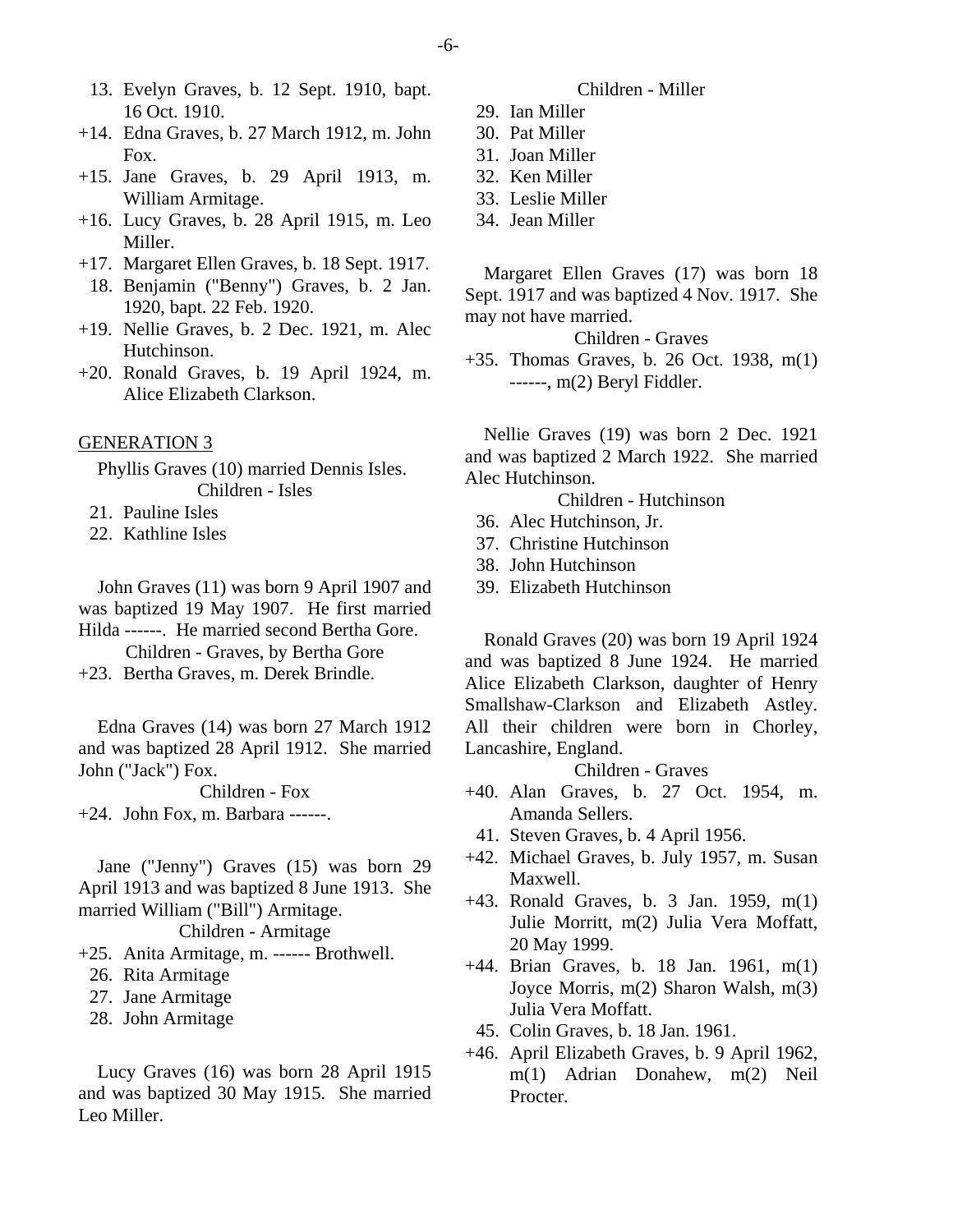13. Evelyn Graves, b. 12 Sept. 1910, bapt. 16 Oct. 1910.
+14. Edna Graves, b. 27 March 1912, m. John Fox.
+15. Jane Graves, b. 29 April 1913, m. William Armitage.
+16. Lucy Graves, b. 28 April 1915, m. Leo Miller.
+17. Margaret Ellen Graves, b. 18 Sept. 1917.
18. Benjamin ("Benny") Graves, b. 2 Jan. 1920, bapt. 22 Feb. 1920.
+19. Nellie Graves, b. 2 Dec. 1921, m. Alec Hutchinson.
+20. Ronald Graves, b. 19 April 1924, m. Alice Elizabeth Clarkson.

GENERATION 3

Phyllis Graves (10) married Dennis Isles.

Children - Isles

21. Pauline Isles
22. Kathline Isles

John Graves (11) was born 9 April 1907 and was baptized 19 May 1907. He first married Hilda ------. He married second Bertha Gore.

Children - Graves, by Bertha Gore

+23. Bertha Graves, m. Derek Brindle.

Edna Graves (14) was born 27 March 1912 and was baptized 28 April 1912. She married John ("Jack") Fox.

Children - Fox

+24. John Fox, m. Barbara ------.

Jane ("Jenny") Graves (15) was born 29 April 1913 and was baptized 8 June 1913. She married William ("Bill") Armitage.

Children - Armitage

+25. Anita Armitage, m. ------ Brothwell.
26. Rita Armitage
27. Jane Armitage
28. John Armitage

Lucy Graves (16) was born 28 April 1915 and was baptized 30 May 1915. She married Leo Miller.

Children - Miller

29. Ian Miller
30. Pat Miller
31. Joan Miller
32. Ken Miller
33. Leslie Miller
34. Jean Miller

Margaret Ellen Graves (17) was born 18 Sept. 1917 and was baptized 4 Nov. 1917. She may not have married.

Children - Graves

+35. Thomas Graves, b. 26 Oct. 1938, m(1) ------, m(2) Beryl Fiddler.

Nellie Graves (19) was born 2 Dec. 1921 and was baptized 2 March 1922. She married Alec Hutchinson.

Children - Hutchinson

36. Alec Hutchinson, Jr.
37. Christine Hutchinson
38. John Hutchinson
39. Elizabeth Hutchinson

Ronald Graves (20) was born 19 April 1924 and was baptized 8 June 1924. He married Alice Elizabeth Clarkson, daughter of Henry Smallshaw-Clarkson and Elizabeth Astley. All their children were born in Chorley, Lancashire, England.

Children - Graves

+40. Alan Graves, b. 27 Oct. 1954, m. Amanda Sellers.
41. Steven Graves, b. 4 April 1956.
+42. Michael Graves, b. July 1957, m. Susan Maxwell.
+43. Ronald Graves, b. 3 Jan. 1959, m(1) Julie Morritt, m(2) Julia Vera Moffatt, 20 May 1999.
+44. Brian Graves, b. 18 Jan. 1961, m(1) Joyce Morris, m(2) Sharon Walsh, m(3) Julia Vera Moffatt.
45. Colin Graves, b. 18 Jan. 1961.
+46. April Elizabeth Graves, b. 9 April 1962, m(1) Adrian Donahew, m(2) Neil Procter.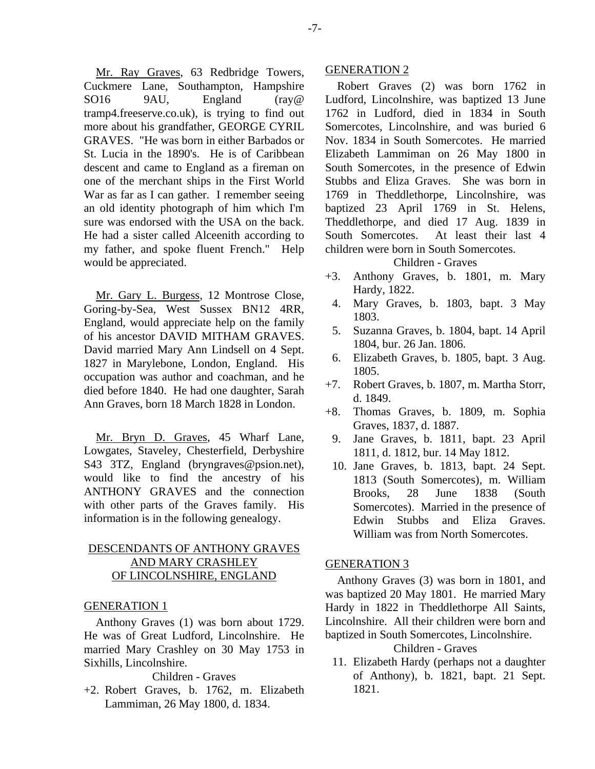Mr. Ray Graves, 63 Redbridge Towers, Cuckmere Lane, Southampton, Hampshire SO16 9AU, England (ray@ tramp4.freeserve.co.uk), is trying to find out more about his grandfather, GEORGE CYRIL GRAVES. "He was born in either Barbados or St. Lucia in the 1890's. He is of Caribbean descent and came to England as a fireman on one of the merchant ships in the First World War as far as I can gather. I remember seeing an old identity photograph of him which I'm sure was endorsed with the USA on the back. He had a sister called Alceenith according to my father, and spoke fluent French." Help would be appreciated.

Mr. Gary L. Burgess, 12 Montrose Close, Goring-by-Sea, West Sussex BN12 4RR, England, would appreciate help on the family of his ancestor DAVID MITHAM GRAVES. David married Mary Ann Lindsell on 4 Sept. 1827 in Marylebone, London, England. His occupation was author and coachman, and he died before 1840. He had one daughter, Sarah Ann Graves, born 18 March 1828 in London.

Mr. Bryn D. Graves, 45 Wharf Lane, Lowgates, Staveley, Chesterfield, Derbyshire S43 3TZ, England (bryngraves@psion.net), would like to find the ancestry of his ANTHONY GRAVES and the connection with other parts of the Graves family. His information is in the following genealogy.

## DESCENDANTS OF ANTHONY GRAVES AND MARY CRASHLEY OF LINCOLNSHIRE, ENGLAND

### GENERATION 1

Anthony Graves (1) was born about 1729. He was of Great Ludford, Lincolnshire. He married Mary Crashley on 30 May 1753 in Sixhills, Lincolnshire.

Children - Graves

+2. Robert Graves, b. 1762, m. Elizabeth Lammiman, 26 May 1800, d. 1834.

### GENERATION 2

Robert Graves (2) was born 1762 in Ludford, Lincolnshire, was baptized 13 June 1762 in Ludford, died in 1834 in South Somercotes, Lincolnshire, and was buried 6 Nov. 1834 in South Somercotes. He married Elizabeth Lammiman on 26 May 1800 in South Somercotes, in the presence of Edwin Stubbs and Eliza Graves. She was born in 1769 in Theddlethorpe, Lincolnshire, was baptized 23 April 1769 in St. Helens, Theddlethorpe, and died 17 Aug. 1839 in South Somercotes. At least their last 4 children were born in South Somercotes.

Children - Graves

+3. Anthony Graves, b. 1801, m. Mary Hardy, 1822.
4. Mary Graves, b. 1803, bapt. 3 May 1803.
5. Suzanna Graves, b. 1804, bapt. 14 April 1804, bur. 26 Jan. 1806.
6. Elizabeth Graves, b. 1805, bapt. 3 Aug. 1805.
+7. Robert Graves, b. 1807, m. Martha Storr, d. 1849.
+8. Thomas Graves, b. 1809, m. Sophia Graves, 1837, d. 1887.
9. Jane Graves, b. 1811, bapt. 23 April 1811, d. 1812, bur. 14 May 1812.
10. Jane Graves, b. 1813, bapt. 24 Sept. 1813 (South Somercotes), m. William Brooks, 28 June 1838 (South Somercotes). Married in the presence of Edwin Stubbs and Eliza Graves. William was from North Somercotes.

### GENERATION 3

Anthony Graves (3) was born in 1801, and was baptized 20 May 1801. He married Mary Hardy in 1822 in Theddlethorpe All Saints, Lincolnshire. All their children were born and baptized in South Somercotes, Lincolnshire.

Children - Graves

11. Elizabeth Hardy (perhaps not a daughter of Anthony), b. 1821, bapt. 21 Sept. 1821.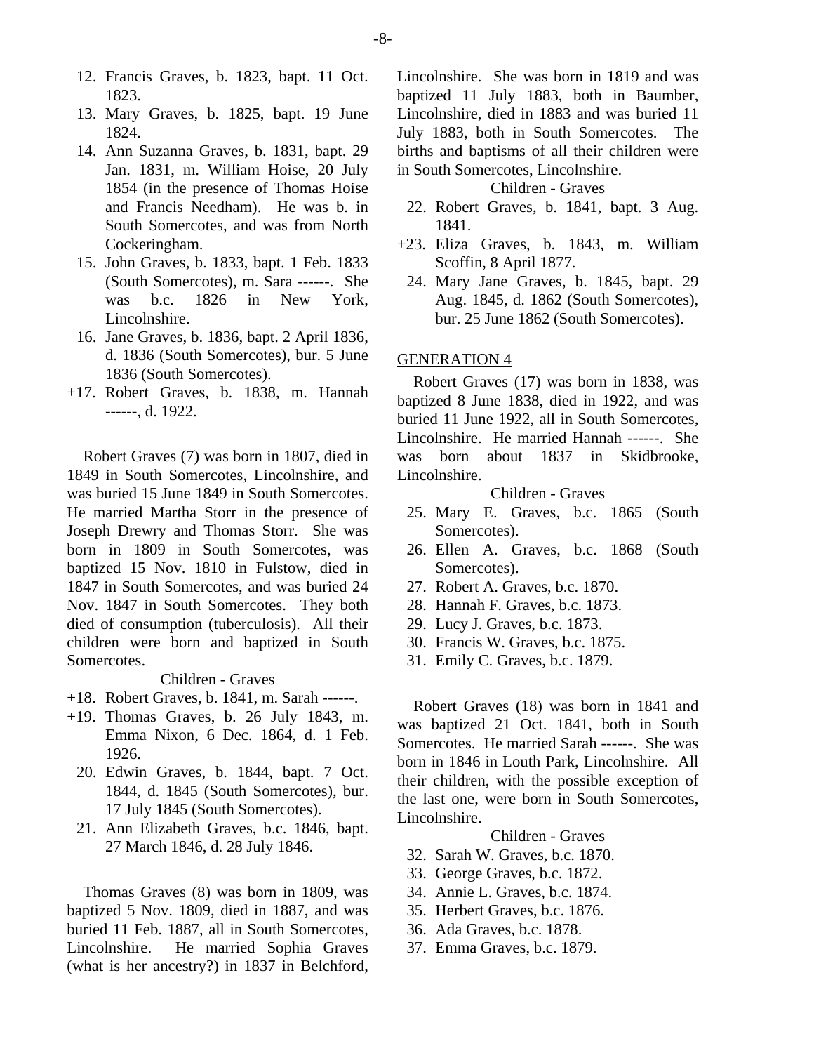12. Francis Graves, b. 1823, bapt. 11 Oct. 1823.
13. Mary Graves, b. 1825, bapt. 19 June 1824.
14. Ann Suzanna Graves, b. 1831, bapt. 29 Jan. 1831, m. William Hoise, 20 July 1854 (in the presence of Thomas Hoise and Francis Needham). He was b. in South Somercotes, and was from North Cockeringham.
15. John Graves, b. 1833, bapt. 1 Feb. 1833 (South Somercotes), m. Sara ------. She was b.c. 1826 in New York, Lincolnshire.
16. Jane Graves, b. 1836, bapt. 2 April 1836, d. 1836 (South Somercotes), bur. 5 June 1836 (South Somercotes).

+17. Robert Graves, b. 1838, m. Hannah ------, d. 1922.

Robert Graves (7) was born in 1807, died in 1849 in South Somercotes, Lincolnshire, and was buried 15 June 1849 in South Somercotes. He married Martha Storr in the presence of Joseph Drewry and Thomas Storr. She was born in 1809 in South Somercotes, was baptized 15 Nov. 1810 in Fulstow, died in 1847 in South Somercotes, and was buried 24 Nov. 1847 in South Somercotes. They both died of consumption (tuberculosis). All their children were born and baptized in South Somercotes.

Children - Graves

+18. Robert Graves, b. 1841, m. Sarah ------.

+19. Thomas Graves, b. 26 July 1843, m. Emma Nixon, 6 Dec. 1864, d. 1 Feb. 1926.

20. Edwin Graves, b. 1844, bapt. 7 Oct. 1844, d. 1845 (South Somercotes), bur. 17 July 1845 (South Somercotes).
21. Ann Elizabeth Graves, b.c. 1846, bapt. 27 March 1846, d. 28 July 1846.

Thomas Graves (8) was born in 1809, was baptized 5 Nov. 1809, died in 1887, and was buried 11 Feb. 1887, all in South Somercotes, Lincolnshire. He married Sophia Graves (what is her ancestry?) in 1837 in Belchford, Lincolnshire. She was born in 1819 and was baptized 11 July 1883, both in Baumber, Lincolnshire, died in 1883 and was buried 11 July 1883, both in South Somercotes. The births and baptisms of all their children were in South Somercotes, Lincolnshire.

Children - Graves

22. Robert Graves, b. 1841, bapt. 3 Aug. 1841.

+23. Eliza Graves, b. 1843, m. William Scoffin, 8 April 1877.

24. Mary Jane Graves, b. 1845, bapt. 29 Aug. 1845, d. 1862 (South Somercotes), bur. 25 June 1862 (South Somercotes).

## GENERATION 4

Robert Graves (17) was born in 1838, was baptized 8 June 1838, died in 1922, and was buried 11 June 1922, all in South Somercotes, Lincolnshire. He married Hannah ------. She was born about 1837 in Skidbrooke, Lincolnshire.

Children - Graves

25. Mary E. Graves, b.c. 1865 (South Somercotes).
26. Ellen A. Graves, b.c. 1868 (South Somercotes).
27. Robert A. Graves, b.c. 1870.
28. Hannah F. Graves, b.c. 1873.
29. Lucy J. Graves, b.c. 1873.
30. Francis W. Graves, b.c. 1875.
31. Emily C. Graves, b.c. 1879.

Robert Graves (18) was born in 1841 and was baptized 21 Oct. 1841, both in South Somercotes. He married Sarah ------. She was born in 1846 in Louth Park, Lincolnshire. All their children, with the possible exception of the last one, were born in South Somercotes, Lincolnshire.

Children - Graves

32. Sarah W. Graves, b.c. 1870.
33. George Graves, b.c. 1872.
34. Annie L. Graves, b.c. 1874.
35. Herbert Graves, b.c. 1876.
36. Ada Graves, b.c. 1878.
37. Emma Graves, b.c. 1879.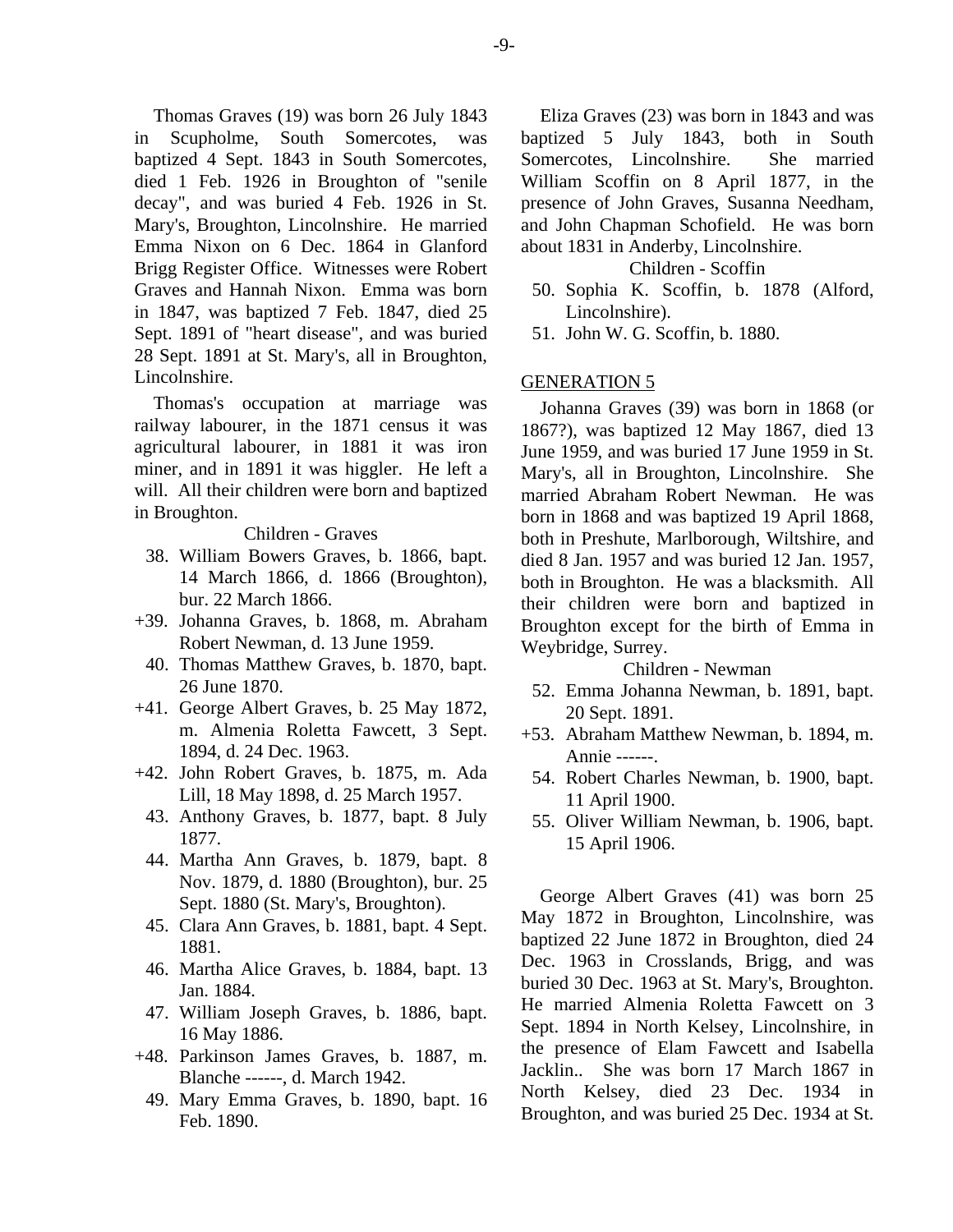Thomas Graves (19) was born 26 July 1843 in Scupholme, South Somercotes, was baptized 4 Sept. 1843 in South Somercotes, died 1 Feb. 1926 in Broughton of "senile decay", and was buried 4 Feb. 1926 in St. Mary's, Broughton, Lincolnshire. He married Emma Nixon on 6 Dec. 1864 in Glanford Brigg Register Office. Witnesses were Robert Graves and Hannah Nixon. Emma was born in 1847, was baptized 7 Feb. 1847, died 25 Sept. 1891 of "heart disease", and was buried 28 Sept. 1891 at St. Mary's, all in Broughton, Lincolnshire.

Thomas's occupation at marriage was railway labourer, in the 1871 census it was agricultural labourer, in 1881 it was iron miner, and in 1891 it was higgler. He left a will. All their children were born and baptized in Broughton.

Children - Graves

- 38. William Bowers Graves, b. 1866, bapt. 14 March 1866, d. 1866 (Broughton), bur. 22 March 1866.
- +39. Johanna Graves, b. 1868, m. Abraham Robert Newman, d. 13 June 1959.
- 40. Thomas Matthew Graves, b. 1870, bapt. 26 June 1870.
- +41. George Albert Graves, b. 25 May 1872, m. Almenia Roletta Fawcett, 3 Sept. 1894, d. 24 Dec. 1963.
- +42. John Robert Graves, b. 1875, m. Ada Lill, 18 May 1898, d. 25 March 1957.
- 43. Anthony Graves, b. 1877, bapt. 8 July 1877.
- 44. Martha Ann Graves, b. 1879, bapt. 8 Nov. 1879, d. 1880 (Broughton), bur. 25 Sept. 1880 (St. Mary's, Broughton).
- 45. Clara Ann Graves, b. 1881, bapt. 4 Sept. 1881.
- 46. Martha Alice Graves, b. 1884, bapt. 13 Jan. 1884.
- 47. William Joseph Graves, b. 1886, bapt. 16 May 1886.
- +48. Parkinson James Graves, b. 1887, m. Blanche ------, d. March 1942.
- 49. Mary Emma Graves, b. 1890, bapt. 16 Feb. 1890.

Eliza Graves (23) was born in 1843 and was baptized 5 July 1843, both in South Somercotes, Lincolnshire. She married William Scoffin on 8 April 1877, in the presence of John Graves, Susanna Needham, and John Chapman Schofield. He was born about 1831 in Anderby, Lincolnshire.

Children - Scoffin

- 50. Sophia K. Scoffin, b. 1878 (Alford, Lincolnshire).
- 51. John W. G. Scoffin, b. 1880.

## GENERATION 5

Johanna Graves (39) was born in 1868 (or 1867?), was baptized 12 May 1867, died 13 June 1959, and was buried 17 June 1959 in St. Mary's, all in Broughton, Lincolnshire. She married Abraham Robert Newman. He was born in 1868 and was baptized 19 April 1868, both in Preshute, Marlborough, Wiltshire, and died 8 Jan. 1957 and was buried 12 Jan. 1957, both in Broughton. He was a blacksmith. All their children were born and baptized in Broughton except for the birth of Emma in Weybridge, Surrey.

Children - Newman

- 52. Emma Johanna Newman, b. 1891, bapt. 20 Sept. 1891.
- +53. Abraham Matthew Newman, b. 1894, m. Annie ------.
- 54. Robert Charles Newman, b. 1900, bapt. 11 April 1900.
- 55. Oliver William Newman, b. 1906, bapt. 15 April 1906.

George Albert Graves (41) was born 25 May 1872 in Broughton, Lincolnshire, was baptized 22 June 1872 in Broughton, died 24 Dec. 1963 in Crosslands, Brigg, and was buried 30 Dec. 1963 at St. Mary's, Broughton. He married Almenia Roletta Fawcett on 3 Sept. 1894 in North Kelsey, Lincolnshire, in the presence of Elam Fawcett and Isabella Jacklin.. She was born 17 March 1867 in North Kelsey, died 23 Dec. 1934 in Broughton, and was buried 25 Dec. 1934 at St.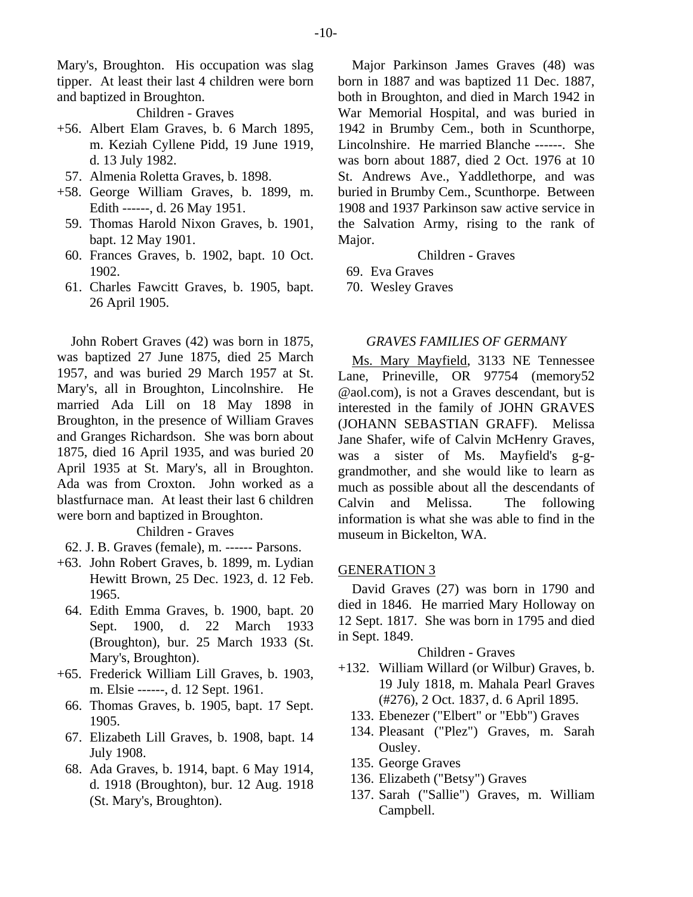Mary's, Broughton. His occupation was slag tipper. At least their last 4 children were born and baptized in Broughton.

Children - Graves

+56. Albert Elam Graves, b. 6 March 1895, m. Keziah Cyllene Pidd, 19 June 1919, d. 13 July 1982.
57. Almenia Roletta Graves, b. 1898.
+58. George William Graves, b. 1899, m. Edith ------, d. 26 May 1951.
59. Thomas Harold Nixon Graves, b. 1901, bapt. 12 May 1901.
60. Frances Graves, b. 1902, bapt. 10 Oct. 1902.
61. Charles Fawcitt Graves, b. 1905, bapt. 26 April 1905.

John Robert Graves (42) was born in 1875, was baptized 27 June 1875, died 25 March 1957, and was buried 29 March 1957 at St. Mary's, all in Broughton, Lincolnshire. He married Ada Lill on 18 May 1898 in Broughton, in the presence of William Graves and Granges Richardson. She was born about 1875, died 16 April 1935, and was buried 20 April 1935 at St. Mary's, all in Broughton. Ada was from Croxton. John worked as a blastfurnace man. At least their last 6 children were born and baptized in Broughton.

Children - Graves

62. J. B. Graves (female), m. ------ Parsons.
+63. John Robert Graves, b. 1899, m. Lydian Hewitt Brown, 25 Dec. 1923, d. 12 Feb. 1965.
64. Edith Emma Graves, b. 1900, bapt. 20 Sept. 1900, d. 22 March 1933 (Broughton), bur. 25 March 1933 (St. Mary's, Broughton).
+65. Frederick William Lill Graves, b. 1903, m. Elsie ------, d. 12 Sept. 1961.
66. Thomas Graves, b. 1905, bapt. 17 Sept. 1905.
67. Elizabeth Lill Graves, b. 1908, bapt. 14 July 1908.
68. Ada Graves, b. 1914, bapt. 6 May 1914, d. 1918 (Broughton), bur. 12 Aug. 1918 (St. Mary's, Broughton).

Major Parkinson James Graves (48) was born in 1887 and was baptized 11 Dec. 1887, both in Broughton, and died in March 1942 in War Memorial Hospital, and was buried in 1942 in Brumby Cem., both in Scunthorpe, Lincolnshire. He married Blanche ------. She was born about 1887, died 2 Oct. 1976 at 10 St. Andrews Ave., Yaddlethorpe, and was buried in Brumby Cem., Scunthorpe. Between 1908 and 1937 Parkinson saw active service in the Salvation Army, rising to the rank of Major.

Children - Graves

69. Eva Graves
70. Wesley Graves

### *GRAVES FAMILIES OF GERMANY*

Ms. Mary Mayfield, 3133 NE Tennessee Lane, Prineville, OR 97754 (memory52 @aol.com), is not a Graves descendant, but is interested in the family of JOHN GRAVES (JOHANN SEBASTIAN GRAFF). Melissa Jane Shafer, wife of Calvin McHenry Graves, was a sister of Ms. Mayfield's g-g-grandmother, and she would like to learn as much as possible about all the descendants of Calvin and Melissa. The following information is what she was able to find in the museum in Bickelton, WA.

GENERATION 3

David Graves (27) was born in 1790 and died in 1846. He married Mary Holloway on 12 Sept. 1817. She was born in 1795 and died in Sept. 1849.

Children - Graves

+132. William Willard (or Wilbur) Graves, b. 19 July 1818, m. Mahala Pearl Graves (#276), 2 Oct. 1837, d. 6 April 1895.
133. Ebenezer ("Elbert" or "Ebb") Graves
134. Pleasant ("Plez") Graves, m. Sarah Ousley.
135. George Graves
136. Elizabeth ("Betsy") Graves
137. Sarah ("Sallie") Graves, m. William Campbell.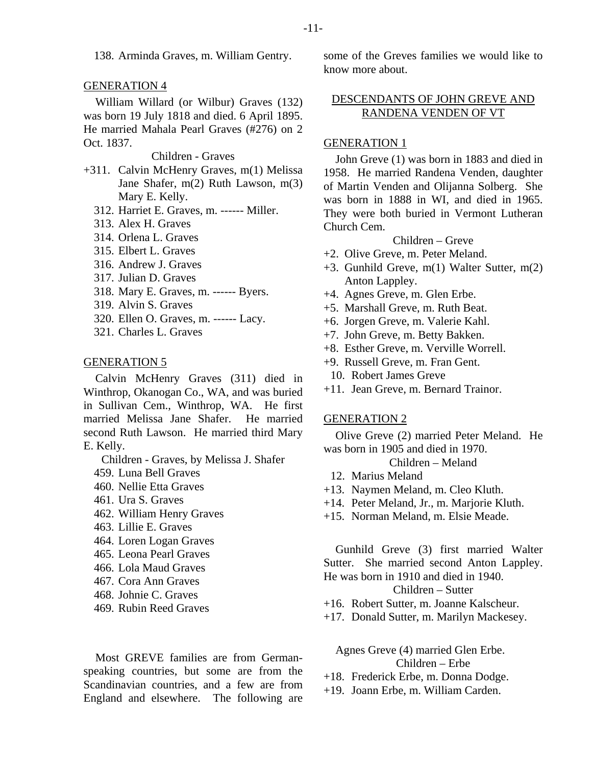138. Arminda Graves, m. William Gentry.

GENERATION 4

William Willard (or Wilbur) Graves (132) was born 19 July 1818 and died. 6 April 1895. He married Mahala Pearl Graves (#276) on 2 Oct. 1837.

Children - Graves

+311. Calvin McHenry Graves, m(1) Melissa Jane Shafer, m(2) Ruth Lawson, m(3) Mary E. Kelly.
312. Harriet E. Graves, m. ------ Miller.
313. Alex H. Graves
314. Orlena L. Graves
315. Elbert L. Graves
316. Andrew J. Graves
317. Julian D. Graves
318. Mary E. Graves, m. ------ Byers.
319. Alvin S. Graves
320. Ellen O. Graves, m. ------ Lacy.
321. Charles L. Graves

GENERATION 5

Calvin McHenry Graves (311) died in Winthrop, Okanogan Co., WA, and was buried in Sullivan Cem., Winthrop, WA. He first married Melissa Jane Shafer. He married second Ruth Lawson. He married third Mary E. Kelly.

Children - Graves, by Melissa J. Shafer

459. Luna Bell Graves
460. Nellie Etta Graves
461. Ura S. Graves
462. William Henry Graves
463. Lillie E. Graves
464. Loren Logan Graves
465. Leona Pearl Graves
466. Lola Maud Graves
467. Cora Ann Graves
468. Johnie C. Graves
469. Rubin Reed Graves

Most GREVE families are from German-speaking countries, but some are from the Scandinavian countries, and a few are from England and elsewhere. The following are some of the Greves families we would like to know more about.

DESCENDANTS OF JOHN GREVE AND RANDENA VENDEN OF VT

GENERATION 1

John Greve (1) was born in 1883 and died in 1958. He married Randena Venden, daughter of Martin Venden and Olijanna Solberg. She was born in 1888 in WI, and died in 1965. They were both buried in Vermont Lutheran Church Cem.

Children – Greve

+2. Olive Greve, m. Peter Meland.
+3. Gunhild Greve, m(1) Walter Sutter, m(2) Anton Lappley.
+4. Agnes Greve, m. Glen Erbe.
+5. Marshall Greve, m. Ruth Beat.
+6. Jorgen Greve, m. Valerie Kahl.
+7. John Greve, m. Betty Bakken.
+8. Esther Greve, m. Verville Worrell.
+9. Russell Greve, m. Fran Gent.
10. Robert James Greve
+11. Jean Greve, m. Bernard Trainor.

GENERATION 2

Olive Greve (2) married Peter Meland. He was born in 1905 and died in 1970.

Children – Meland

12. Marius Meland
+13. Naymen Meland, m. Cleo Kluth.
+14. Peter Meland, Jr., m. Marjorie Kluth.
+15. Norman Meland, m. Elsie Meade.

Gunhild Greve (3) first married Walter Sutter. She married second Anton Lappley. He was born in 1910 and died in 1940.

Children – Sutter

+16. Robert Sutter, m. Joanne Kalscheur.
+17. Donald Sutter, m. Marilyn Mackesey.

Agnes Greve (4) married Glen Erbe.

Children – Erbe

+18. Frederick Erbe, m. Donna Dodge.
+19. Joann Erbe, m. William Carden.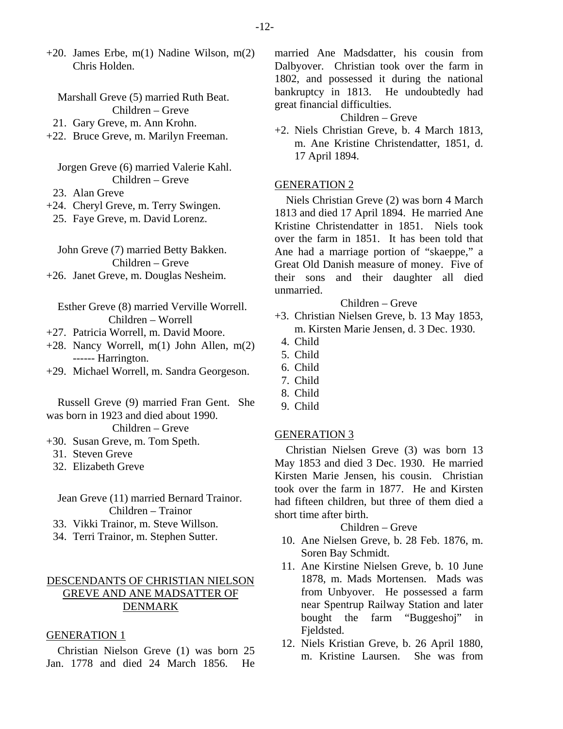+20. James Erbe, m(1) Nadine Wilson, m(2) Chris Holden.

Marshall Greve (5) married Ruth Beat.

Children – Greve

21. Gary Greve, m. Ann Krohn.
+22. Bruce Greve, m. Marilyn Freeman.

Jorgen Greve (6) married Valerie Kahl.

Children – Greve

23. Alan Greve
+24. Cheryl Greve, m. Terry Swingen.
25. Faye Greve, m. David Lorenz.

John Greve (7) married Betty Bakken.

Children – Greve

+26. Janet Greve, m. Douglas Nesheim.

Esther Greve (8) married Verville Worrell.

Children – Worrell

+27. Patricia Worrell, m. David Moore.
+28. Nancy Worrell, m(1) John Allen, m(2) ------ Harrington.
+29. Michael Worrell, m. Sandra Georgeson.

Russell Greve (9) married Fran Gent. She was born in 1923 and died about 1990.

Children – Greve

+30. Susan Greve, m. Tom Speth.
31. Steven Greve
32. Elizabeth Greve

Jean Greve (11) married Bernard Trainor.

Children – Trainor

33. Vikki Trainor, m. Steve Willson.
34. Terri Trainor, m. Stephen Sutter.

## DESCENDANTS OF CHRISTIAN NIELSON GREVE AND ANE MADSATTER OF DENMARK

### GENERATION 1

Christian Nielson Greve (1) was born 25 Jan. 1778 and died 24 March 1856. He married Ane Madsdatter, his cousin from Dalbyover. Christian took over the farm in 1802, and possessed it during the national bankruptcy in 1813. He undoubtedly had great financial difficulties.

Children – Greve

+2. Niels Christian Greve, b. 4 March 1813, m. Ane Kristine Christendatter, 1851, d. 17 April 1894.

### GENERATION 2

Niels Christian Greve (2) was born 4 March 1813 and died 17 April 1894. He married Ane Kristine Christendatter in 1851. Niels took over the farm in 1851. It has been told that Ane had a marriage portion of "skaeppe," a Great Old Danish measure of money. Five of their sons and their daughter all died unmarried.

Children – Greve

+3. Christian Nielsen Greve, b. 13 May 1853, m. Kirsten Marie Jensen, d. 3 Dec. 1930.
4. Child
5. Child
6. Child
7. Child
8. Child
9. Child

### GENERATION 3

Christian Nielsen Greve (3) was born 13 May 1853 and died 3 Dec. 1930. He married Kirsten Marie Jensen, his cousin. Christian took over the farm in 1877. He and Kirsten had fifteen children, but three of them died a short time after birth.

Children – Greve

10. Ane Nielsen Greve, b. 28 Feb. 1876, m. Soren Bay Schmidt.
11. Ane Kirstine Nielsen Greve, b. 10 June 1878, m. Mads Mortensen. Mads was from Unbyover. He possessed a farm near Spentrup Railway Station and later bought the farm "Buggeshoj" in Fjeldsted.
12. Niels Kristian Greve, b. 26 April 1880, m. Kristine Laursen. She was from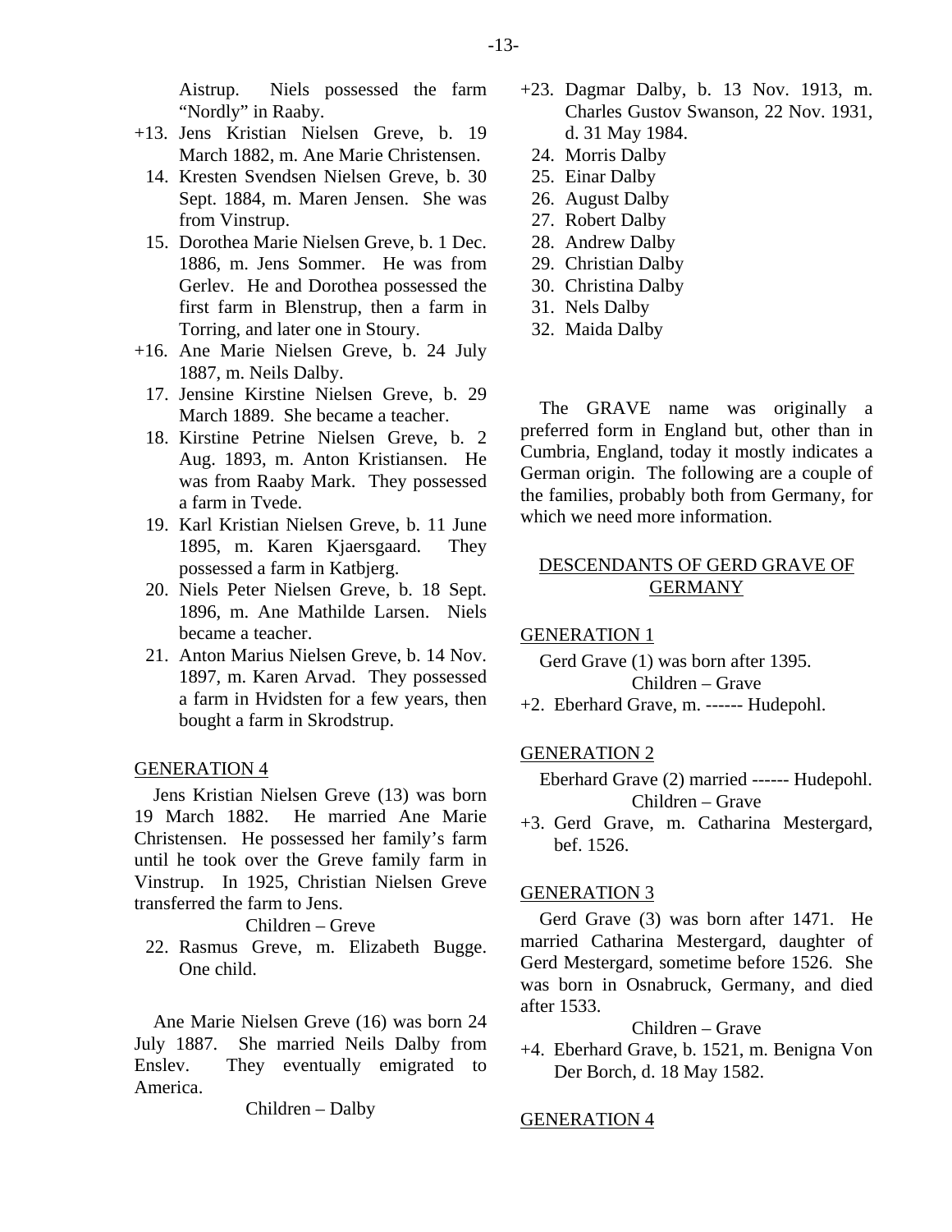Aistrup. Niels possessed the farm "Nordly" in Raaby.

+13. Jens Kristian Nielsen Greve, b. 19 March 1882, m. Ane Marie Christensen.
14. Kresten Svendsen Nielsen Greve, b. 30 Sept. 1884, m. Maren Jensen. She was from Vinstrup.
15. Dorothea Marie Nielsen Greve, b. 1 Dec. 1886, m. Jens Sommer. He was from Gerlev. He and Dorothea possessed the first farm in Blenstrup, then a farm in Torring, and later one in Stoury.

+16. Ane Marie Nielsen Greve, b. 24 July 1887, m. Neils Dalby.
17. Jensine Kirstine Nielsen Greve, b. 29 March 1889. She became a teacher.
18. Kirstine Petrine Nielsen Greve, b. 2 Aug. 1893, m. Anton Kristiansen. He was from Raaby Mark. They possessed a farm in Tvede.
19. Karl Kristian Nielsen Greve, b. 11 June 1895, m. Karen Kjaersgaard. They possessed a farm in Katbjerg.
20. Niels Peter Nielsen Greve, b. 18 Sept. 1896, m. Ane Mathilde Larsen. Niels became a teacher.
21. Anton Marius Nielsen Greve, b. 14 Nov. 1897, m. Karen Arvad. They possessed a farm in Hvidsten for a few years, then bought a farm in Skrodstrup.

GENERATION 4

Jens Kristian Nielsen Greve (13) was born 19 March 1882. He married Ane Marie Christensen. He possessed her family's farm until he took over the Greve family farm in Vinstrup. In 1925, Christian Nielsen Greve transferred the farm to Jens.

Children – Greve

22. Rasmus Greve, m. Elizabeth Bugge. One child.

Ane Marie Nielsen Greve (16) was born 24 July 1887. She married Neils Dalby from Enslev. They eventually emigrated to America.

Children – Dalby

+23. Dagmar Dalby, b. 13 Nov. 1913, m. Charles Gustov Swanson, 22 Nov. 1931, d. 31 May 1984.
24. Morris Dalby
25. Einar Dalby
26. August Dalby
27. Robert Dalby
28. Andrew Dalby
29. Christian Dalby
30. Christina Dalby
31. Nels Dalby
32. Maida Dalby

The GRAVE name was originally a preferred form in England but, other than in Cumbria, England, today it mostly indicates a German origin. The following are a couple of the families, probably both from Germany, for which we need more information.

## DESCENDANTS OF GERD GRAVE OF GERMANY

GENERATION 1

Gerd Grave (1) was born after 1395.

Children – Grave

+2. Eberhard Grave, m. ------ Hudepohl.

GENERATION 2

Eberhard Grave (2) married ------ Hudepohl.

Children – Grave

+3. Gerd Grave, m. Catharina Mestergard, bef. 1526.

GENERATION 3

Gerd Grave (3) was born after 1471. He married Catharina Mestergard, daughter of Gerd Mestergard, sometime before 1526. She was born in Osnabruck, Germany, and died after 1533.

Children – Grave

+4. Eberhard Grave, b. 1521, m. Benigna Von Der Borch, d. 18 May 1582.

GENERATION 4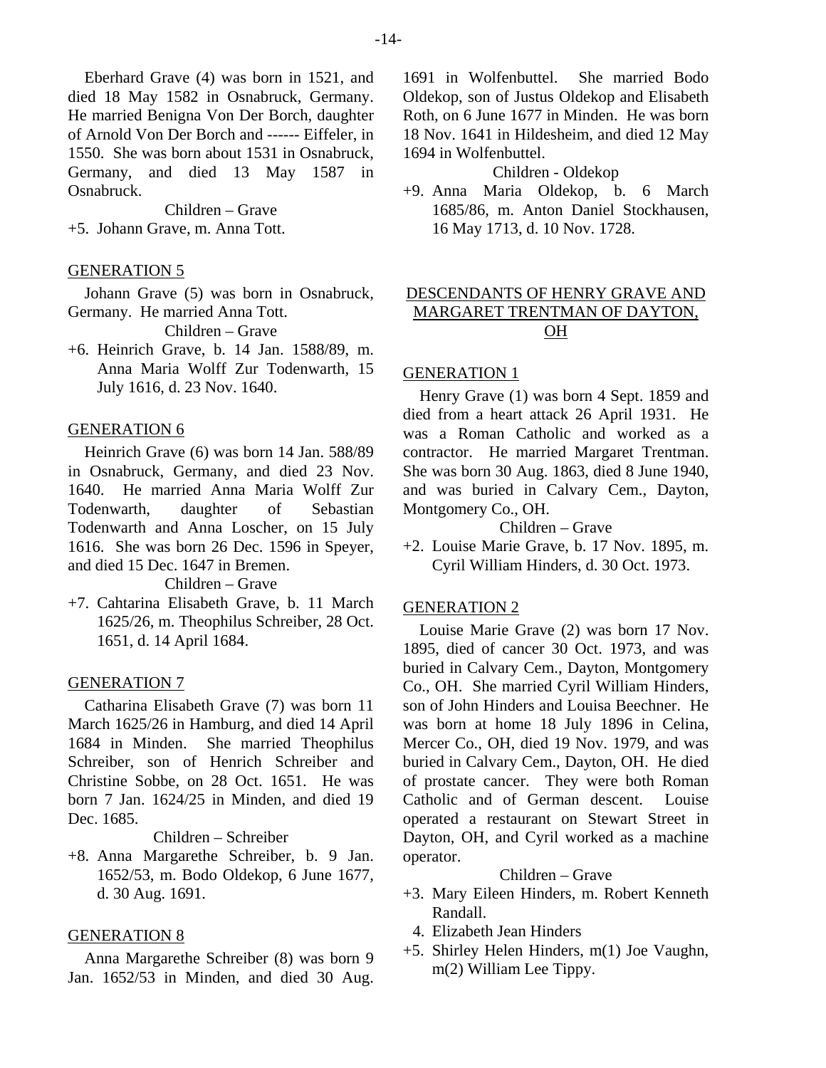Eberhard Grave (4) was born in 1521, and died 18 May 1582 in Osnabruck, Germany. He married Benigna Von Der Borch, daughter of Arnold Von Der Borch and ------ Eiffeler, in 1550. She was born about 1531 in Osnabruck, Germany, and died 13 May 1587 in Osnabruck.

Children – Grave

+5. Johann Grave, m. Anna Tott.

GENERATION 5

Johann Grave (5) was born in Osnabruck, Germany. He married Anna Tott.

Children – Grave

+6. Heinrich Grave, b. 14 Jan. 1588/89, m. Anna Maria Wolff Zur Todenwarth, 15 July 1616, d. 23 Nov. 1640.

GENERATION 6

Heinrich Grave (6) was born 14 Jan. 588/89 in Osnabruck, Germany, and died 23 Nov. 1640. He married Anna Maria Wolff Zur Todenwarth, daughter of Sebastian Todenwarth and Anna Loscher, on 15 July 1616. She was born 26 Dec. 1596 in Speyer, and died 15 Dec. 1647 in Bremen.

Children – Grave

+7. Cahtarina Elisabeth Grave, b. 11 March 1625/26, m. Theophilus Schreiber, 28 Oct. 1651, d. 14 April 1684.

GENERATION 7

Catharina Elisabeth Grave (7) was born 11 March 1625/26 in Hamburg, and died 14 April 1684 in Minden. She married Theophilus Schreiber, son of Henrich Schreiber and Christine Sobbe, on 28 Oct. 1651. He was born 7 Jan. 1624/25 in Minden, and died 19 Dec. 1685.

Children – Schreiber

+8. Anna Margarethe Schreiber, b. 9 Jan. 1652/53, m. Bodo Oldekop, 6 June 1677, d. 30 Aug. 1691.

GENERATION 8

Anna Margarethe Schreiber (8) was born 9 Jan. 1652/53 in Minden, and died 30 Aug. 1691 in Wolfenbuttel. She married Bodo Oldekop, son of Justus Oldekop and Elisabeth Roth, on 6 June 1677 in Minden. He was born 18 Nov. 1641 in Hildesheim, and died 12 May 1694 in Wolfenbuttel.

Children - Oldekop

+9. Anna Maria Oldekop, b. 6 March 1685/86, m. Anton Daniel Stockhausen, 16 May 1713, d. 10 Nov. 1728.

DESCENDANTS OF HENRY GRAVE AND MARGARET TRENTMAN OF DAYTON, OH

GENERATION 1

Henry Grave (1) was born 4 Sept. 1859 and died from a heart attack 26 April 1931. He was a Roman Catholic and worked as a contractor. He married Margaret Trentman. She was born 30 Aug. 1863, died 8 June 1940, and was buried in Calvary Cem., Dayton, Montgomery Co., OH.

Children – Grave

+2. Louise Marie Grave, b. 17 Nov. 1895, m. Cyril William Hinders, d. 30 Oct. 1973.

GENERATION 2

Louise Marie Grave (2) was born 17 Nov. 1895, died of cancer 30 Oct. 1973, and was buried in Calvary Cem., Dayton, Montgomery Co., OH. She married Cyril William Hinders, son of John Hinders and Louisa Beechner. He was born at home 18 July 1896 in Celina, Mercer Co., OH, died 19 Nov. 1979, and was buried in Calvary Cem., Dayton, OH. He died of prostate cancer. They were both Roman Catholic and of German descent. Louise operated a restaurant on Stewart Street in Dayton, OH, and Cyril worked as a machine operator.

Children – Grave

+3. Mary Eileen Hinders, m. Robert Kenneth Randall.

4. Elizabeth Jean Hinders

+5. Shirley Helen Hinders, m(1) Joe Vaughn, m(2) William Lee Tippy.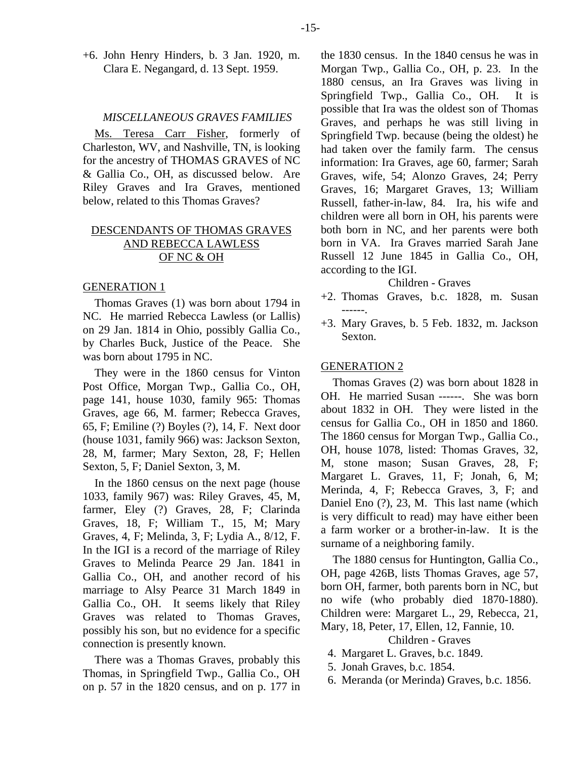+6. John Henry Hinders, b. 3 Jan. 1920, m. Clara E. Negangard, d. 13 Sept. 1959.

### *MISCELLANEOUS GRAVES FAMILIES*

Ms. Teresa Carr Fisher, formerly of Charleston, WV, and Nashville, TN, is looking for the ancestry of THOMAS GRAVES of NC & Gallia Co., OH, as discussed below. Are Riley Graves and Ira Graves, mentioned below, related to this Thomas Graves?

### DESCENDANTS OF THOMAS GRAVES AND REBECCA LAWLESS OF NC & OH

#### GENERATION 1

Thomas Graves (1) was born about 1794 in NC. He married Rebecca Lawless (or Lallis) on 29 Jan. 1814 in Ohio, possibly Gallia Co., by Charles Buck, Justice of the Peace. She was born about 1795 in NC.

They were in the 1860 census for Vinton Post Office, Morgan Twp., Gallia Co., OH, page 141, house 1030, family 965: Thomas Graves, age 66, M. farmer; Rebecca Graves, 65, F; Emiline (?) Boyles (?), 14, F. Next door (house 1031, family 966) was: Jackson Sexton, 28, M, farmer; Mary Sexton, 28, F; Hellen Sexton, 5, F; Daniel Sexton, 3, M.

In the 1860 census on the next page (house 1033, family 967) was: Riley Graves, 45, M, farmer, Eley (?) Graves, 28, F; Clarinda Graves, 18, F; William T., 15, M; Mary Graves, 4, F; Melinda, 3, F; Lydia A., 8/12, F. In the IGI is a record of the marriage of Riley Graves to Melinda Pearce 29 Jan. 1841 in Gallia Co., OH, and another record of his marriage to Alsy Pearce 31 March 1849 in Gallia Co., OH. It seems likely that Riley Graves was related to Thomas Graves, possibly his son, but no evidence for a specific connection is presently known.

There was a Thomas Graves, probably this Thomas, in Springfield Twp., Gallia Co., OH on p. 57 in the 1820 census, and on p. 177 in the 1830 census. In the 1840 census he was in Morgan Twp., Gallia Co., OH, p. 23. In the 1880 census, an Ira Graves was living in Springfield Twp., Gallia Co., OH. It is possible that Ira was the oldest son of Thomas Graves, and perhaps he was still living in Springfield Twp. because (being the oldest) he had taken over the family farm. The census information: Ira Graves, age 60, farmer; Sarah Graves, wife, 54; Alonzo Graves, 24; Perry Graves, 16; Margaret Graves, 13; William Russell, father-in-law, 84. Ira, his wife and children were all born in OH, his parents were both born in NC, and her parents were both born in VA. Ira Graves married Sarah Jane Russell 12 June 1845 in Gallia Co., OH, according to the IGI.

Children - Graves

+2. Thomas Graves, b.c. 1828, m. Susan ------.

+3. Mary Graves, b. 5 Feb. 1832, m. Jackson Sexton.

#### GENERATION 2

Thomas Graves (2) was born about 1828 in OH. He married Susan ------. She was born about 1832 in OH. They were listed in the census for Gallia Co., OH in 1850 and 1860. The 1860 census for Morgan Twp., Gallia Co., OH, house 1078, listed: Thomas Graves, 32, M, stone mason; Susan Graves, 28, F; Margaret L. Graves, 11, F; Jonah, 6, M; Merinda, 4, F; Rebecca Graves, 3, F; and Daniel Eno (?), 23, M. This last name (which is very difficult to read) may have either been a farm worker or a brother-in-law. It is the surname of a neighboring family.

The 1880 census for Huntington, Gallia Co., OH, page 426B, lists Thomas Graves, age 57, born OH, farmer, both parents born in NC, but no wife (who probably died 1870-1880). Children were: Margaret L., 29, Rebecca, 21, Mary, 18, Peter, 17, Ellen, 12, Fannie, 10.

Children - Graves

4. Margaret L. Graves, b.c. 1849.
5. Jonah Graves, b.c. 1854.
6. Meranda (or Merinda) Graves, b.c. 1856.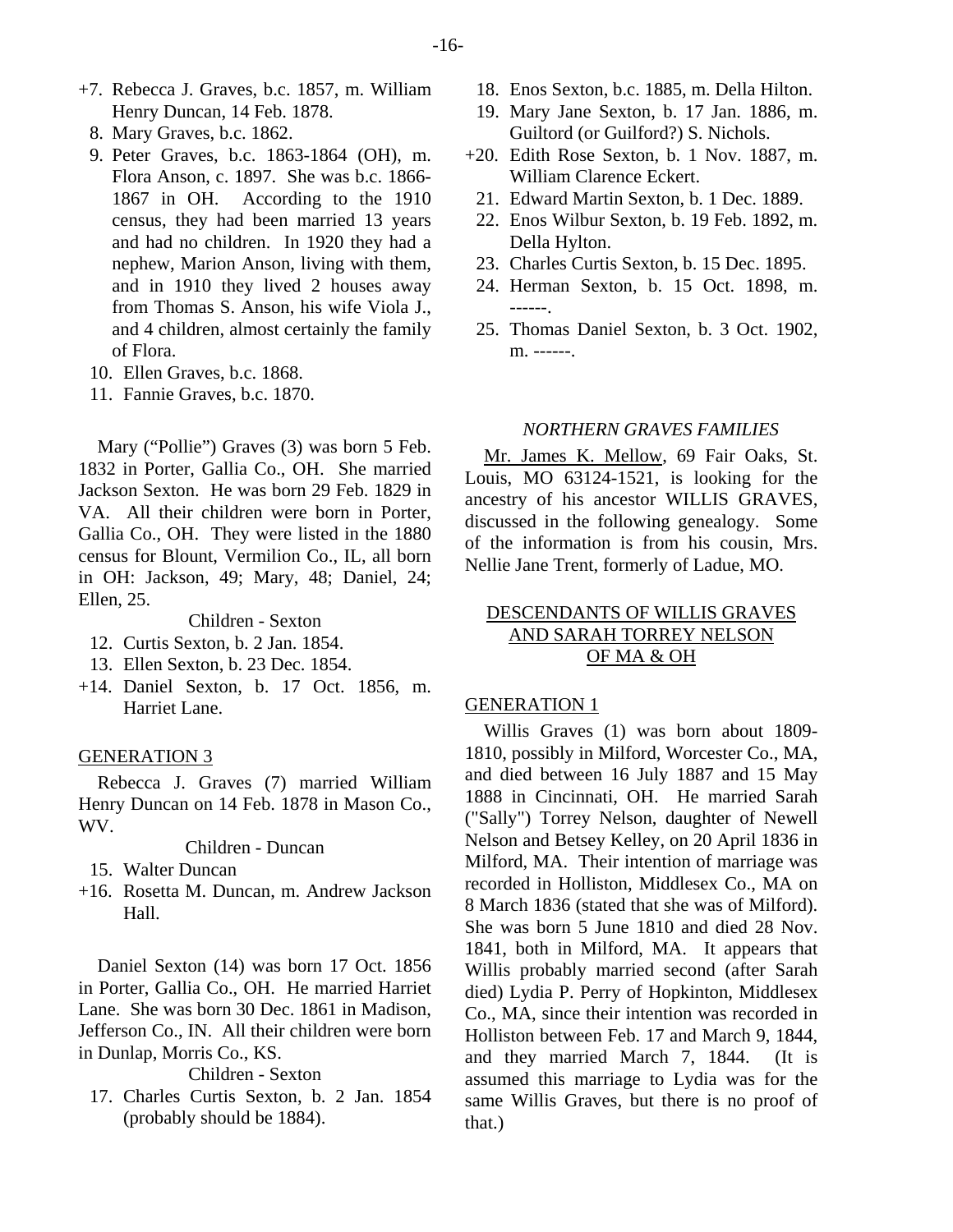+7. Rebecca J. Graves, b.c. 1857, m. William Henry Duncan, 14 Feb. 1878.
  8. Mary Graves, b.c. 1862.
  9. Peter Graves, b.c. 1863-1864 (OH), m. Flora Anson, c. 1897. She was b.c. 1866-1867 in OH. According to the 1910 census, they had been married 13 years and had no children. In 1920 they had a nephew, Marion Anson, living with them, and in 1910 they lived 2 houses away from Thomas S. Anson, his wife Viola J., and 4 children, almost certainly the family of Flora.
  10. Ellen Graves, b.c. 1868.
  11. Fannie Graves, b.c. 1870.

Mary ("Pollie") Graves (3) was born 5 Feb. 1832 in Porter, Gallia Co., OH. She married Jackson Sexton. He was born 29 Feb. 1829 in VA. All their children were born in Porter, Gallia Co., OH. They were listed in the 1880 census for Blount, Vermilion Co., IL, all born in OH: Jackson, 49; Mary, 48; Daniel, 24; Ellen, 25.

Children - Sexton

  12. Curtis Sexton, b. 2 Jan. 1854.
  13. Ellen Sexton, b. 23 Dec. 1854.
+14. Daniel Sexton, b. 17 Oct. 1856, m. Harriet Lane.

GENERATION 3

Rebecca J. Graves (7) married William Henry Duncan on 14 Feb. 1878 in Mason Co., WV.

Children - Duncan

  15. Walter Duncan
+16. Rosetta M. Duncan, m. Andrew Jackson Hall.

Daniel Sexton (14) was born 17 Oct. 1856 in Porter, Gallia Co., OH. He married Harriet Lane. She was born 30 Dec. 1861 in Madison, Jefferson Co., IN. All their children were born in Dunlap, Morris Co., KS.

Children - Sexton

  17. Charles Curtis Sexton, b. 2 Jan. 1854 (probably should be 1884).
  18. Enos Sexton, b.c. 1885, m. Della Hilton.
  19. Mary Jane Sexton, b. 17 Jan. 1886, m. Guiltord (or Guilford?) S. Nichols.
+20. Edith Rose Sexton, b. 1 Nov. 1887, m. William Clarence Eckert.
  21. Edward Martin Sexton, b. 1 Dec. 1889.
  22. Enos Wilbur Sexton, b. 19 Feb. 1892, m. Della Hylton.
  23. Charles Curtis Sexton, b. 15 Dec. 1895.
  24. Herman Sexton, b. 15 Oct. 1898, m. ------.
  25. Thomas Daniel Sexton, b. 3 Oct. 1902, m. ------.

*NORTHERN GRAVES FAMILIES*

Mr. James K. Mellow, 69 Fair Oaks, St. Louis, MO 63124-1521, is looking for the ancestry of his ancestor WILLIS GRAVES, discussed in the following genealogy. Some of the information is from his cousin, Mrs. Nellie Jane Trent, formerly of Ladue, MO.

DESCENDANTS OF WILLIS GRAVES AND SARAH TORREY NELSON OF MA & OH

GENERATION 1

Willis Graves (1) was born about 1809-1810, possibly in Milford, Worcester Co., MA, and died between 16 July 1887 and 15 May 1888 in Cincinnati, OH. He married Sarah ("Sally") Torrey Nelson, daughter of Newell Nelson and Betsey Kelley, on 20 April 1836 in Milford, MA. Their intention of marriage was recorded in Holliston, Middlesex Co., MA on 8 March 1836 (stated that she was of Milford). She was born 5 June 1810 and died 28 Nov. 1841, both in Milford, MA. It appears that Willis probably married second (after Sarah died) Lydia P. Perry of Hopkinton, Middlesex Co., MA, since their intention was recorded in Holliston between Feb. 17 and March 9, 1844, and they married March 7, 1844. (It is assumed this marriage to Lydia was for the same Willis Graves, but there is no proof of that.)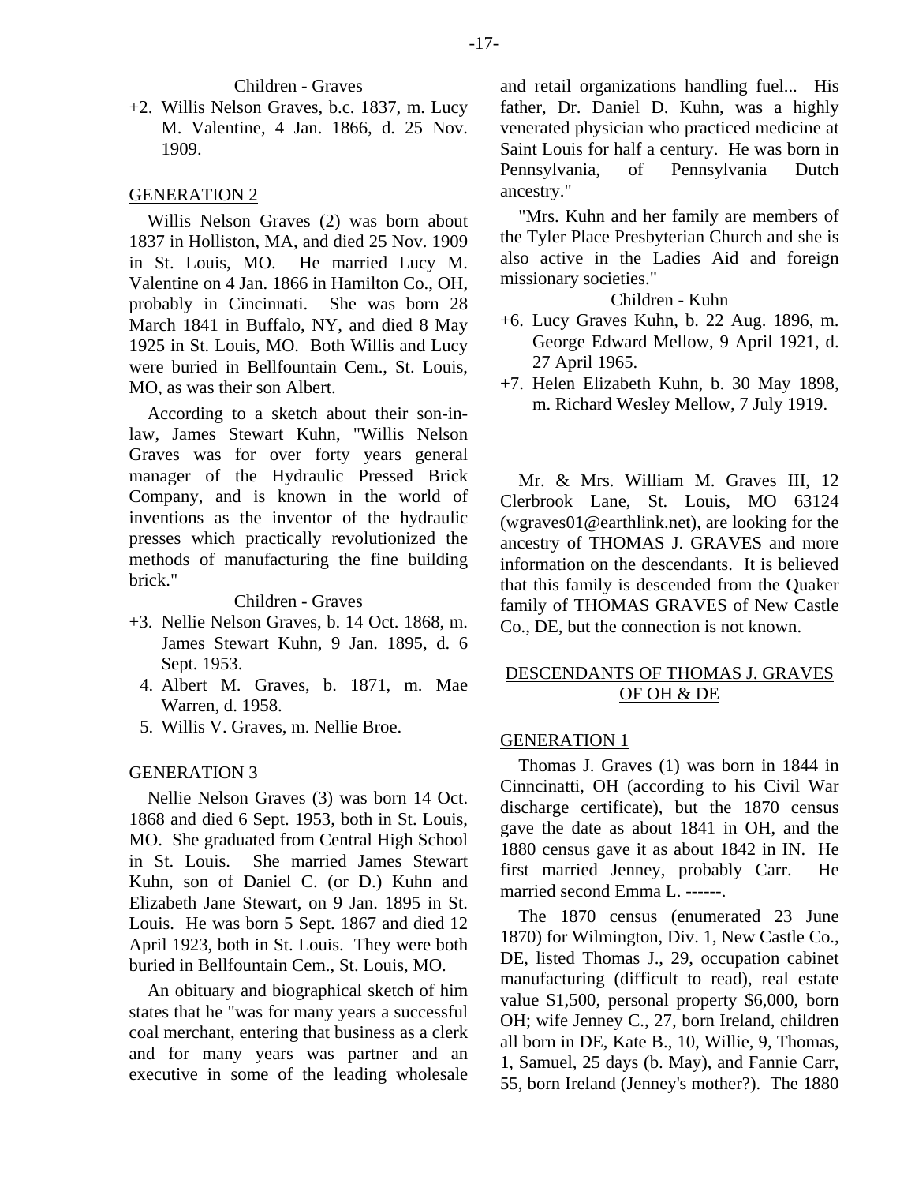Children - Graves

+2. Willis Nelson Graves, b.c. 1837, m. Lucy M. Valentine, 4 Jan. 1866, d. 25 Nov. 1909.

## GENERATION 2

Willis Nelson Graves (2) was born about 1837 in Holliston, MA, and died 25 Nov. 1909 in St. Louis, MO. He married Lucy M. Valentine on 4 Jan. 1866 in Hamilton Co., OH, probably in Cincinnati. She was born 28 March 1841 in Buffalo, NY, and died 8 May 1925 in St. Louis, MO. Both Willis and Lucy were buried in Bellfountain Cem., St. Louis, MO, as was their son Albert.

According to a sketch about their son-in-law, James Stewart Kuhn, "Willis Nelson Graves was for over forty years general manager of the Hydraulic Pressed Brick Company, and is known in the world of inventions as the inventor of the hydraulic presses which practically revolutionized the methods of manufacturing the fine building brick."

Children - Graves

+3. Nellie Nelson Graves, b. 14 Oct. 1868, m. James Stewart Kuhn, 9 Jan. 1895, d. 6 Sept. 1953.
4. Albert M. Graves, b. 1871, m. Mae Warren, d. 1958.
5. Willis V. Graves, m. Nellie Broe.

## GENERATION 3

Nellie Nelson Graves (3) was born 14 Oct. 1868 and died 6 Sept. 1953, both in St. Louis, MO. She graduated from Central High School in St. Louis. She married James Stewart Kuhn, son of Daniel C. (or D.) Kuhn and Elizabeth Jane Stewart, on 9 Jan. 1895 in St. Louis. He was born 5 Sept. 1867 and died 12 April 1923, both in St. Louis. They were both buried in Bellfountain Cem., St. Louis, MO.

An obituary and biographical sketch of him states that he "was for many years a successful coal merchant, entering that business as a clerk and for many years was partner and an executive in some of the leading wholesale and retail organizations handling fuel... His father, Dr. Daniel D. Kuhn, was a highly venerated physician who practiced medicine at Saint Louis for half a century. He was born in Pennsylvania, of Pennsylvania Dutch ancestry."

"Mrs. Kuhn and her family are members of the Tyler Place Presbyterian Church and she is also active in the Ladies Aid and foreign missionary societies."

Children - Kuhn

+6. Lucy Graves Kuhn, b. 22 Aug. 1896, m. George Edward Mellow, 9 April 1921, d. 27 April 1965.
+7. Helen Elizabeth Kuhn, b. 30 May 1898, m. Richard Wesley Mellow, 7 July 1919.

Mr. & Mrs. William M. Graves III, 12 Clerbrook Lane, St. Louis, MO 63124 (wgraves01@earthlink.net), are looking for the ancestry of THOMAS J. GRAVES and more information on the descendants. It is believed that this family is descended from the Quaker family of THOMAS GRAVES of New Castle Co., DE, but the connection is not known.

## DESCENDANTS OF THOMAS J. GRAVES OF OH & DE

## GENERATION 1

Thomas J. Graves (1) was born in 1844 in Cinncinatti, OH (according to his Civil War discharge certificate), but the 1870 census gave the date as about 1841 in OH, and the 1880 census gave it as about 1842 in IN. He first married Jenney, probably Carr. He married second Emma L. ------.

The 1870 census (enumerated 23 June 1870) for Wilmington, Div. 1, New Castle Co., DE, listed Thomas J., 29, occupation cabinet manufacturing (difficult to read), real estate value $1,500, personal property $6,000, born OH; wife Jenney C., 27, born Ireland, children all born in DE, Kate B., 10, Willie, 9, Thomas, 1, Samuel, 25 days (b. May), and Fannie Carr, 55, born Ireland (Jenney's mother?). The 1880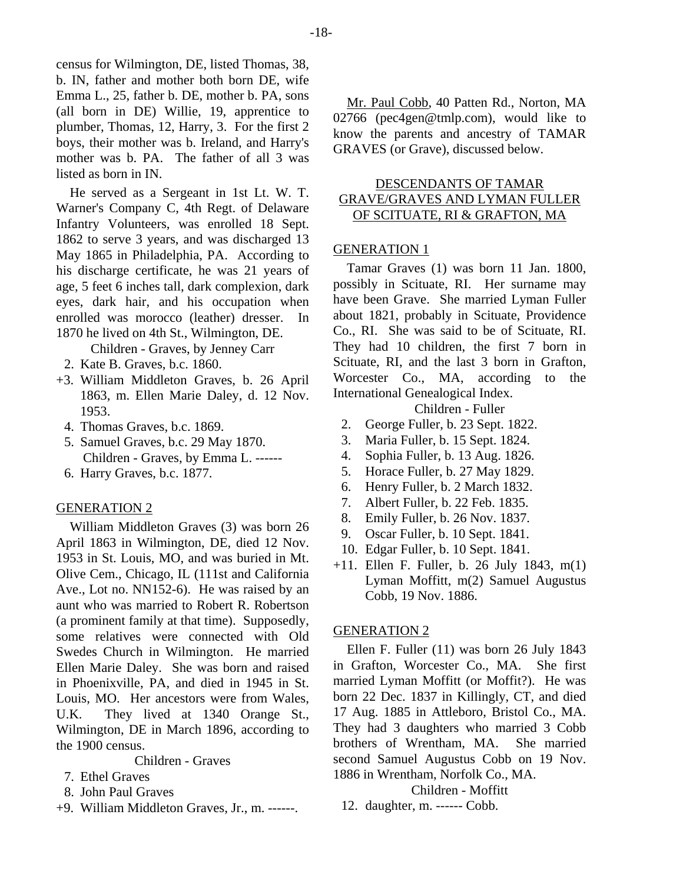census for Wilmington, DE, listed Thomas, 38, b. IN, father and mother both born DE, wife Emma L., 25, father b. DE, mother b. PA, sons (all born in DE) Willie, 19, apprentice to plumber, Thomas, 12, Harry, 3. For the first 2 boys, their mother was b. Ireland, and Harry's mother was b. PA. The father of all 3 was listed as born in IN.

He served as a Sergeant in 1st Lt. W. T. Warner's Company C, 4th Regt. of Delaware Infantry Volunteers, was enrolled 18 Sept. 1862 to serve 3 years, and was discharged 13 May 1865 in Philadelphia, PA. According to his discharge certificate, he was 21 years of age, 5 feet 6 inches tall, dark complexion, dark eyes, dark hair, and his occupation when enrolled was morocco (leather) dresser. In 1870 he lived on 4th St., Wilmington, DE.

Children - Graves, by Jenney Carr

2. Kate B. Graves, b.c. 1860.
+3. William Middleton Graves, b. 26 April 1863, m. Ellen Marie Daley, d. 12 Nov. 1953.
4. Thomas Graves, b.c. 1869.
5. Samuel Graves, b.c. 29 May 1870.

Children - Graves, by Emma L. ------

6. Harry Graves, b.c. 1877.

GENERATION 2

William Middleton Graves (3) was born 26 April 1863 in Wilmington, DE, died 12 Nov. 1953 in St. Louis, MO, and was buried in Mt. Olive Cem., Chicago, IL (111st and California Ave., Lot no. NN152-6). He was raised by an aunt who was married to Robert R. Robertson (a prominent family at that time). Supposedly, some relatives were connected with Old Swedes Church in Wilmington. He married Ellen Marie Daley. She was born and raised in Phoenixville, PA, and died in 1945 in St. Louis, MO. Her ancestors were from Wales, U.K. They lived at 1340 Orange St., Wilmington, DE in March 1896, according to the 1900 census.

Children - Graves

7. Ethel Graves
8. John Paul Graves
+9. William Middleton Graves, Jr., m. ------.

Mr. Paul Cobb, 40 Patten Rd., Norton, MA 02766 (pec4gen@tmlp.com), would like to know the parents and ancestry of TAMAR GRAVES (or Grave), discussed below.

DESCENDANTS OF TAMAR GRAVE/GRAVES AND LYMAN FULLER OF SCITUATE, RI & GRAFTON, MA

GENERATION 1

Tamar Graves (1) was born 11 Jan. 1800, possibly in Scituate, RI. Her surname may have been Grave. She married Lyman Fuller about 1821, probably in Scituate, Providence Co., RI. She was said to be of Scituate, RI. They had 10 children, the first 7 born in Scituate, RI, and the last 3 born in Grafton, Worcester Co., MA, according to the International Genealogical Index.

Children - Fuller

2. George Fuller, b. 23 Sept. 1822.
3. Maria Fuller, b. 15 Sept. 1824.
4. Sophia Fuller, b. 13 Aug. 1826.
5. Horace Fuller, b. 27 May 1829.
6. Henry Fuller, b. 2 March 1832.
7. Albert Fuller, b. 22 Feb. 1835.
8. Emily Fuller, b. 26 Nov. 1837.
9. Oscar Fuller, b. 10 Sept. 1841.
10. Edgar Fuller, b. 10 Sept. 1841.
+11. Ellen F. Fuller, b. 26 July 1843, m(1) Lyman Moffitt, m(2) Samuel Augustus Cobb, 19 Nov. 1886.

GENERATION 2

Ellen F. Fuller (11) was born 26 July 1843 in Grafton, Worcester Co., MA. She first married Lyman Moffitt (or Moffit?). He was born 22 Dec. 1837 in Killingly, CT, and died 17 Aug. 1885 in Attleboro, Bristol Co., MA. They had 3 daughters who married 3 Cobb brothers of Wrentham, MA. She married second Samuel Augustus Cobb on 19 Nov. 1886 in Wrentham, Norfolk Co., MA.

Children - Moffitt

12. daughter, m. ------ Cobb.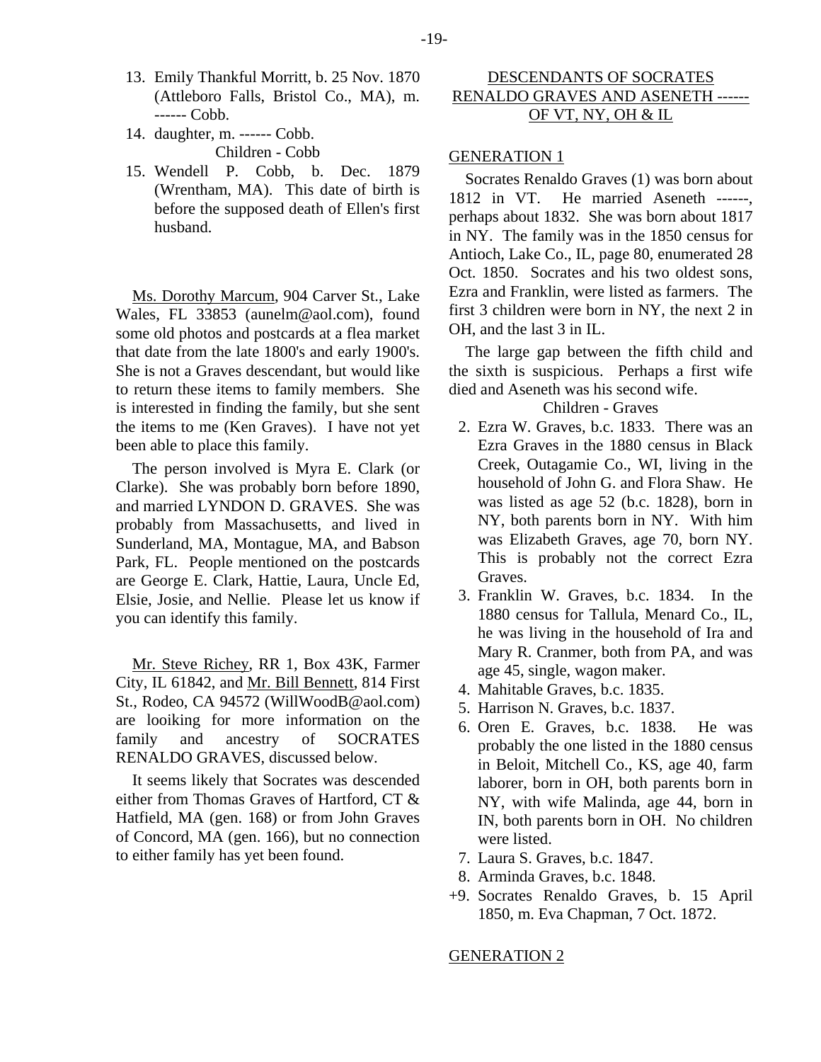13. Emily Thankful Morritt, b. 25 Nov. 1870 (Attleboro Falls, Bristol Co., MA), m. ------ Cobb.
14. daughter, m. ------ Cobb.

Children - Cobb

15. Wendell P. Cobb, b. Dec. 1879 (Wrentham, MA). This date of birth is before the supposed death of Ellen's first husband.

Ms. Dorothy Marcum, 904 Carver St., Lake Wales, FL 33853 (aunelm@aol.com), found some old photos and postcards at a flea market that date from the late 1800's and early 1900's. She is not a Graves descendant, but would like to return these items to family members. She is interested in finding the family, but she sent the items to me (Ken Graves). I have not yet been able to place this family.

The person involved is Myra E. Clark (or Clarke). She was probably born before 1890, and married LYNDON D. GRAVES. She was probably from Massachusetts, and lived in Sunderland, MA, Montague, MA, and Babson Park, FL. People mentioned on the postcards are George E. Clark, Hattie, Laura, Uncle Ed, Elsie, Josie, and Nellie. Please let us know if you can identify this family.

Mr. Steve Richey, RR 1, Box 43K, Farmer City, IL 61842, and Mr. Bill Bennett, 814 First St., Rodeo, CA 94572 (WillWoodB@aol.com) are looiking for more information on the family and ancestry of SOCRATES RENALDO GRAVES, discussed below.

It seems likely that Socrates was descended either from Thomas Graves of Hartford, CT & Hatfield, MA (gen. 168) or from John Graves of Concord, MA (gen. 166), but no connection to either family has yet been found.

## DESCENDANTS OF SOCRATES RENALDO GRAVES AND ASENETH ------ OF VT, NY, OH & IL

### GENERATION 1

Socrates Renaldo Graves (1) was born about 1812 in VT. He married Aseneth ------, perhaps about 1832. She was born about 1817 in NY. The family was in the 1850 census for Antioch, Lake Co., IL, page 80, enumerated 28 Oct. 1850. Socrates and his two oldest sons, Ezra and Franklin, were listed as farmers. The first 3 children were born in NY, the next 2 in OH, and the last 3 in IL.

The large gap between the fifth child and the sixth is suspicious. Perhaps a first wife died and Aseneth was his second wife.

Children - Graves

2. Ezra W. Graves, b.c. 1833. There was an Ezra Graves in the 1880 census in Black Creek, Outagamie Co., WI, living in the household of John G. and Flora Shaw. He was listed as age 52 (b.c. 1828), born in NY, both parents born in NY. With him was Elizabeth Graves, age 70, born NY. This is probably not the correct Ezra Graves.
3. Franklin W. Graves, b.c. 1834. In the 1880 census for Tallula, Menard Co., IL, he was living in the household of Ira and Mary R. Cranmer, both from PA, and was age 45, single, wagon maker.
4. Mahitable Graves, b.c. 1835.
5. Harrison N. Graves, b.c. 1837.
6. Oren E. Graves, b.c. 1838. He was probably the one listed in the 1880 census in Beloit, Mitchell Co., KS, age 40, farm laborer, born in OH, both parents born in NY, with wife Malinda, age 44, born in IN, both parents born in OH. No children were listed.
7. Laura S. Graves, b.c. 1847.
8. Arminda Graves, b.c. 1848.

+9. Socrates Renaldo Graves, b. 15 April 1850, m. Eva Chapman, 7 Oct. 1872.

### GENERATION 2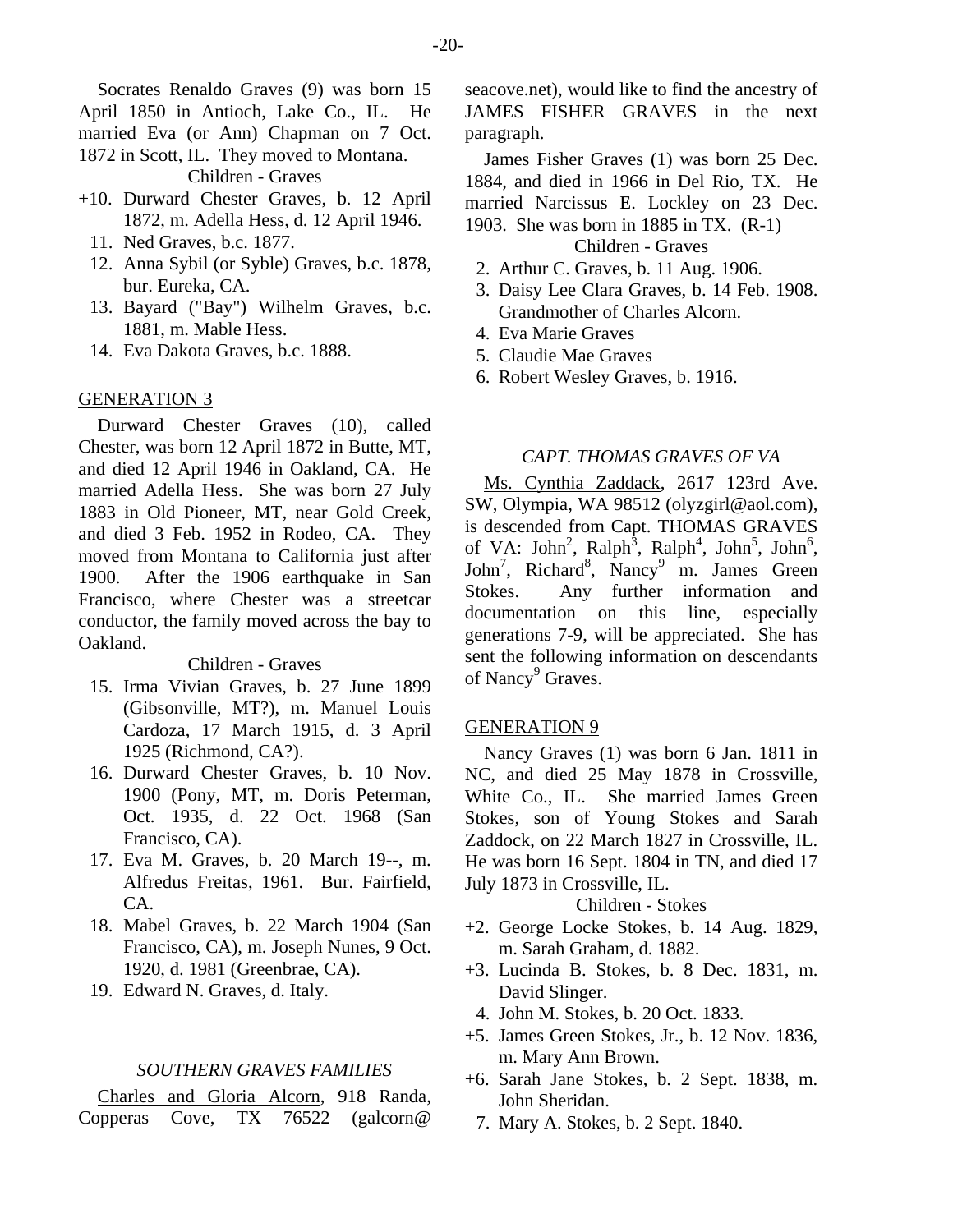Socrates Renaldo Graves (9) was born 15 April 1850 in Antioch, Lake Co., IL. He married Eva (or Ann) Chapman on 7 Oct. 1872 in Scott, IL. They moved to Montana.

Children - Graves

+10. Durward Chester Graves, b. 12 April 1872, m. Adella Hess, d. 12 April 1946.
11. Ned Graves, b.c. 1877.
12. Anna Sybil (or Syble) Graves, b.c. 1878, bur. Eureka, CA.
13. Bayard ("Bay") Wilhelm Graves, b.c. 1881, m. Mable Hess.
14. Eva Dakota Graves, b.c. 1888.

GENERATION 3

Durward Chester Graves (10), called Chester, was born 12 April 1872 in Butte, MT, and died 12 April 1946 in Oakland, CA. He married Adella Hess. She was born 27 July 1883 in Old Pioneer, MT, near Gold Creek, and died 3 Feb. 1952 in Rodeo, CA. They moved from Montana to California just after 1900. After the 1906 earthquake in San Francisco, where Chester was a streetcar conductor, the family moved across the bay to Oakland.

Children - Graves

15. Irma Vivian Graves, b. 27 June 1899 (Gibsonville, MT?), m. Manuel Louis Cardoza, 17 March 1915, d. 3 April 1925 (Richmond, CA?).
16. Durward Chester Graves, b. 10 Nov. 1900 (Pony, MT, m. Doris Peterman, Oct. 1935, d. 22 Oct. 1968 (San Francisco, CA).
17. Eva M. Graves, b. 20 March 19--, m. Alfredus Freitas, 1961. Bur. Fairfield, CA.
18. Mabel Graves, b. 22 March 1904 (San Francisco, CA), m. Joseph Nunes, 9 Oct. 1920, d. 1981 (Greenbrae, CA).
19. Edward N. Graves, d. Italy.

*SOUTHERN GRAVES FAMILIES*

Charles and Gloria Alcorn, 918 Randa, Copperas Cove, TX 76522 (galcorn@seacove.net), would like to find the ancestry of JAMES FISHER GRAVES in the next paragraph.

James Fisher Graves (1) was born 25 Dec. 1884, and died in 1966 in Del Rio, TX. He married Narcissus E. Lockley on 23 Dec. 1903. She was born in 1885 in TX. (R-1)

Children - Graves

2. Arthur C. Graves, b. 11 Aug. 1906.
3. Daisy Lee Clara Graves, b. 14 Feb. 1908. Grandmother of Charles Alcorn.
4. Eva Marie Graves
5. Claudie Mae Graves
6. Robert Wesley Graves, b. 1916.

*CAPT. THOMAS GRAVES OF VA*

Ms. Cynthia Zaddack, 2617 123rd Ave. SW, Olympia, WA 98512 (olyzgirl@aol.com), is descended from Capt. THOMAS GRAVES of VA: John$^2$, Ralph$^3$, Ralph$^4$, John$^5$, John$^6$, John$^7$, Richard$^8$, Nancy$^9$ m. James Green Stokes. Any further information and documentation on this line, especially generations 7-9, will be appreciated. She has sent the following information on descendants of Nancy$^9$ Graves.

GENERATION 9

Nancy Graves (1) was born 6 Jan. 1811 in NC, and died 25 May 1878 in Crossville, White Co., IL. She married James Green Stokes, son of Young Stokes and Sarah Zaddock, on 22 March 1827 in Crossville, IL. He was born 16 Sept. 1804 in TN, and died 17 July 1873 in Crossville, IL.

Children - Stokes

+2. George Locke Stokes, b. 14 Aug. 1829, m. Sarah Graham, d. 1882.
+3. Lucinda B. Stokes, b. 8 Dec. 1831, m. David Slinger.
4. John M. Stokes, b. 20 Oct. 1833.
+5. James Green Stokes, Jr., b. 12 Nov. 1836, m. Mary Ann Brown.
+6. Sarah Jane Stokes, b. 2 Sept. 1838, m. John Sheridan.
7. Mary A. Stokes, b. 2 Sept. 1840.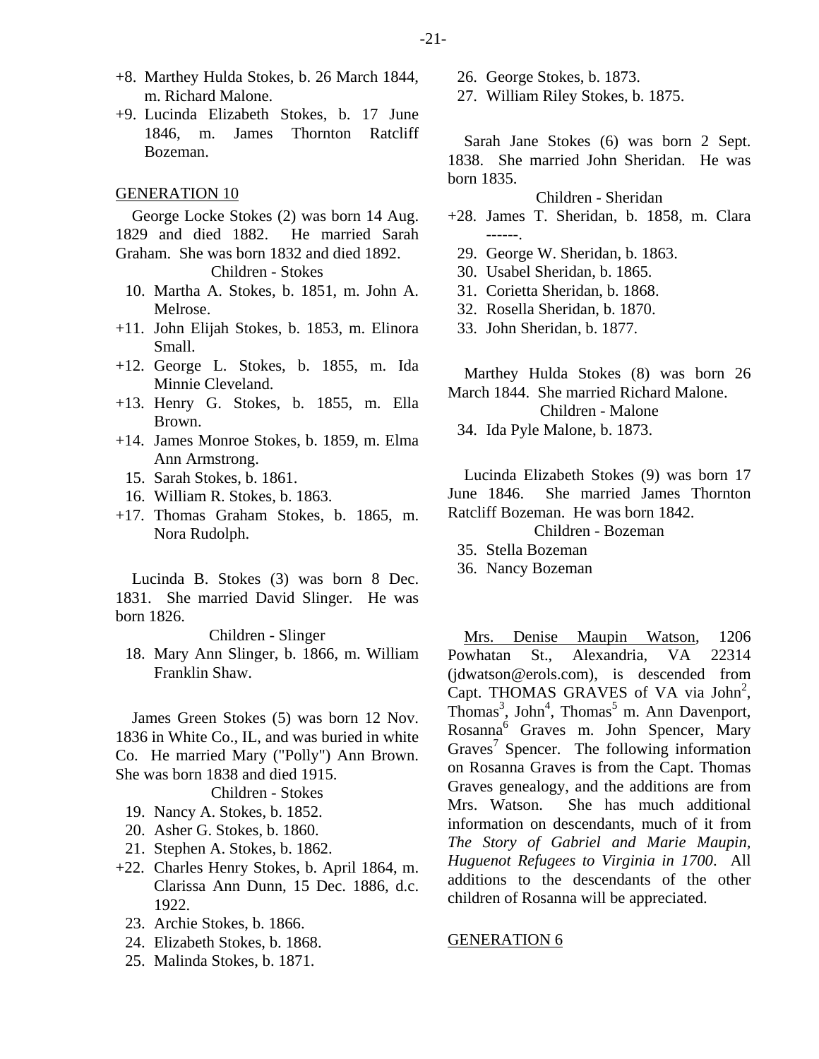+8. Marthey Hulda Stokes, b. 26 March 1844, m. Richard Malone.
+9. Lucinda Elizabeth Stokes, b. 17 June 1846, m. James Thornton Ratcliff Bozeman.

## GENERATION 10

George Locke Stokes (2) was born 14 Aug. 1829 and died 1882. He married Sarah Graham. She was born 1832 and died 1892.

Children - Stokes

10. Martha A. Stokes, b. 1851, m. John A. Melrose.
+11. John Elijah Stokes, b. 1853, m. Elinora Small.
+12. George L. Stokes, b. 1855, m. Ida Minnie Cleveland.
+13. Henry G. Stokes, b. 1855, m. Ella Brown.
+14. James Monroe Stokes, b. 1859, m. Elma Ann Armstrong.
15. Sarah Stokes, b. 1861.
16. William R. Stokes, b. 1863.
+17. Thomas Graham Stokes, b. 1865, m. Nora Rudolph.

Lucinda B. Stokes (3) was born 8 Dec. 1831. She married David Slinger. He was born 1826.

Children - Slinger

18. Mary Ann Slinger, b. 1866, m. William Franklin Shaw.

James Green Stokes (5) was born 12 Nov. 1836 in White Co., IL, and was buried in white Co. He married Mary ("Polly") Ann Brown. She was born 1838 and died 1915.

Children - Stokes

19. Nancy A. Stokes, b. 1852.
20. Asher G. Stokes, b. 1860.
21. Stephen A. Stokes, b. 1862.
+22. Charles Henry Stokes, b. April 1864, m. Clarissa Ann Dunn, 15 Dec. 1886, d.c. 1922.
23. Archie Stokes, b. 1866.
24. Elizabeth Stokes, b. 1868.
25. Malinda Stokes, b. 1871.
26. George Stokes, b. 1873.
27. William Riley Stokes, b. 1875.

Sarah Jane Stokes (6) was born 2 Sept. 1838. She married John Sheridan. He was born 1835.

Children - Sheridan

+28. James T. Sheridan, b. 1858, m. Clara ------.
29. George W. Sheridan, b. 1863.
30. Usabel Sheridan, b. 1865.
31. Corietta Sheridan, b. 1868.
32. Rosella Sheridan, b. 1870.
33. John Sheridan, b. 1877.

Marthey Hulda Stokes (8) was born 26 March 1844. She married Richard Malone.

Children - Malone

34. Ida Pyle Malone, b. 1873.

Lucinda Elizabeth Stokes (9) was born 17 June 1846. She married James Thornton Ratcliff Bozeman. He was born 1842.

Children - Bozeman

35. Stella Bozeman
36. Nancy Bozeman

Mrs. Denise Maupin Watson, 1206 Powhatan St., Alexandria, VA 22314 (jdwatson@erols.com), is descended from Capt. THOMAS GRAVES of VA via John[2], Thomas[3], John[4], Thomas[5] m. Ann Davenport, Rosanna[6] Graves m. John Spencer, Mary Graves[7] Spencer. The following information on Rosanna Graves is from the Capt. Thomas Graves genealogy, and the additions are from Mrs. Watson. She has much additional information on descendants, much of it from *The Story of Gabriel and Marie Maupin, Huguenot Refugees to Virginia in 1700*. All additions to the descendants of the other children of Rosanna will be appreciated.

## GENERATION 6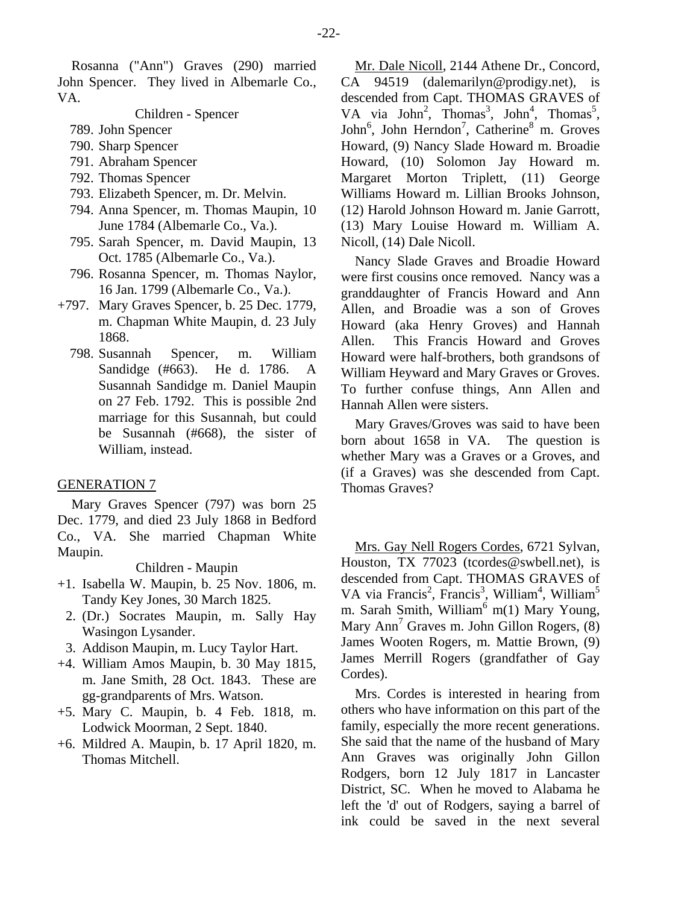Rosanna ("Ann") Graves (290) married John Spencer. They lived in Albemarle Co., VA.

Children - Spencer

- 789. John Spencer
- 790. Sharp Spencer
- 791. Abraham Spencer
- 792. Thomas Spencer
- 793. Elizabeth Spencer, m. Dr. Melvin.
- 794. Anna Spencer, m. Thomas Maupin, 10 June 1784 (Albemarle Co., Va.).
- 795. Sarah Spencer, m. David Maupin, 13 Oct. 1785 (Albemarle Co., Va.).
- 796. Rosanna Spencer, m. Thomas Naylor, 16 Jan. 1799 (Albemarle Co., Va.).
- +797. Mary Graves Spencer, b. 25 Dec. 1779, m. Chapman White Maupin, d. 23 July 1868.
- 798. Susannah Spencer, m. William Sandidge (#663). He d. 1786. A Susannah Sandidge m. Daniel Maupin on 27 Feb. 1792. This is possible 2nd marriage for this Susannah, but could be Susannah (#668), the sister of William, instead.

GENERATION 7

Mary Graves Spencer (797) was born 25 Dec. 1779, and died 23 July 1868 in Bedford Co., VA. She married Chapman White Maupin.

Children - Maupin

- +1. Isabella W. Maupin, b. 25 Nov. 1806, m. Tandy Key Jones, 30 March 1825.
- 2. (Dr.) Socrates Maupin, m. Sally Hay Wasingon Lysander.
- 3. Addison Maupin, m. Lucy Taylor Hart.
- +4. William Amos Maupin, b. 30 May 1815, m. Jane Smith, 28 Oct. 1843. These are gg-grandparents of Mrs. Watson.
- +5. Mary C. Maupin, b. 4 Feb. 1818, m. Lodwick Moorman, 2 Sept. 1840.
- +6. Mildred A. Maupin, b. 17 April 1820, m. Thomas Mitchell.

Mr. Dale Nicoll, 2144 Athene Dr., Concord, CA 94519 (dalemarilyn@prodigy.net), is descended from Capt. THOMAS GRAVES of VA via John[2], Thomas[3], John[4], Thomas[5], John[6], John Herndon[7], Catherine[8] m. Groves Howard, (9) Nancy Slade Howard m. Broadie Howard, (10) Solomon Jay Howard m. Margaret Morton Triplett, (11) George Williams Howard m. Lillian Brooks Johnson, (12) Harold Johnson Howard m. Janie Garrott, (13) Mary Louise Howard m. William A. Nicoll, (14) Dale Nicoll.

Nancy Slade Graves and Broadie Howard were first cousins once removed. Nancy was a granddaughter of Francis Howard and Ann Allen, and Broadie was a son of Groves Howard (aka Henry Groves) and Hannah Allen. This Francis Howard and Groves Howard were half-brothers, both grandsons of William Heyward and Mary Graves or Groves. To further confuse things, Ann Allen and Hannah Allen were sisters.

Mary Graves/Groves was said to have been born about 1658 in VA. The question is whether Mary was a Graves or a Groves, and (if a Graves) was she descended from Capt. Thomas Graves?

Mrs. Gay Nell Rogers Cordes, 6721 Sylvan, Houston, TX 77023 (tcordes@swbell.net), is descended from Capt. THOMAS GRAVES of VA via Francis[2], Francis[3], William[4], William[5] m. Sarah Smith, William[6] m(1) Mary Young, Mary Ann[7] Graves m. John Gillon Rogers, (8) James Wooten Rogers, m. Mattie Brown, (9) James Merrill Rogers (grandfather of Gay Cordes).

Mrs. Cordes is interested in hearing from others who have information on this part of the family, especially the more recent generations. She said that the name of the husband of Mary Ann Graves was originally John Gillon Rodgers, born 12 July 1817 in Lancaster District, SC. When he moved to Alabama he left the 'd' out of Rodgers, saying a barrel of ink could be saved in the next several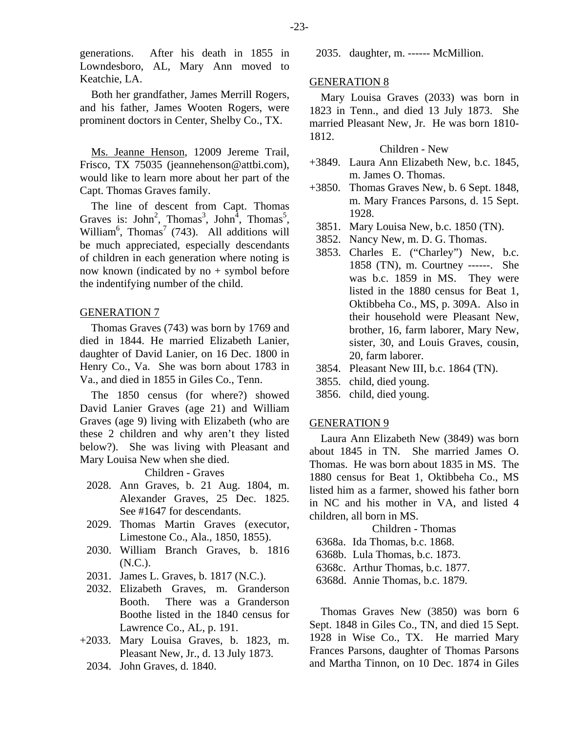generations. After his death in 1855 in Lowndesboro, AL, Mary Ann moved to Keatchie, LA.

Both her grandfather, James Merrill Rogers, and his father, James Wooten Rogers, were prominent doctors in Center, Shelby Co., TX.

Ms. Jeanne Henson, 12009 Jereme Trail, Frisco, TX 75035 (jeannehenson@attbi.com), would like to learn more about her part of the Capt. Thomas Graves family.

The line of descent from Capt. Thomas Graves is: John[2], Thomas[3], John[4], Thomas[5], William[6], Thomas[7] (743). All additions will be much appreciated, especially descendants of children in each generation where noting is now known (indicated by no + symbol before the indentifying number of the child.

## GENERATION 7

Thomas Graves (743) was born by 1769 and died in 1844. He married Elizabeth Lanier, daughter of David Lanier, on 16 Dec. 1800 in Henry Co., Va. She was born about 1783 in Va., and died in 1855 in Giles Co., Tenn.

The 1850 census (for where?) showed David Lanier Graves (age 21) and William Graves (age 9) living with Elizabeth (who are these 2 children and why aren't they listed below?). She was living with Pleasant and Mary Louisa New when she died.

Children - Graves

- 2028. Ann Graves, b. 21 Aug. 1804, m. Alexander Graves, 25 Dec. 1825. See #1647 for descendants.
- 2029. Thomas Martin Graves (executor, Limestone Co., Ala., 1850, 1855).
- 2030. William Branch Graves, b. 1816 (N.C.).
- 2031. James L. Graves, b. 1817 (N.C.).
- 2032. Elizabeth Graves, m. Granderson Booth. There was a Granderson Boothe listed in the 1840 census for Lawrence Co., AL, p. 191.
- +2033. Mary Louisa Graves, b. 1823, m. Pleasant New, Jr., d. 13 July 1873.
- 2034. John Graves, d. 1840.
- 2035. daughter, m. ------ McMillion.

## GENERATION 8

Mary Louisa Graves (2033) was born in 1823 in Tenn., and died 13 July 1873. She married Pleasant New, Jr. He was born 1810-1812.

Children - New

- +3849. Laura Ann Elizabeth New, b.c. 1845, m. James O. Thomas.
- +3850. Thomas Graves New, b. 6 Sept. 1848, m. Mary Frances Parsons, d. 15 Sept. 1928.
- 3851. Mary Louisa New, b.c. 1850 (TN).
- 3852. Nancy New, m. D. G. Thomas.
- 3853. Charles E. ("Charley") New, b.c. 1858 (TN), m. Courtney ------. She was b.c. 1859 in MS. They were listed in the 1880 census for Beat 1, Oktibbeha Co., MS, p. 309A. Also in their household were Pleasant New, brother, 16, farm laborer, Mary New, sister, 30, and Louis Graves, cousin, 20, farm laborer.
- 3854. Pleasant New III, b.c. 1864 (TN).
- 3855. child, died young.
- 3856. child, died young.

## GENERATION 9

Laura Ann Elizabeth New (3849) was born about 1845 in TN. She married James O. Thomas. He was born about 1835 in MS. The 1880 census for Beat 1, Oktibbeha Co., MS listed him as a farmer, showed his father born in NC and his mother in VA, and listed 4 children, all born in MS.

Children - Thomas

- 6368a. Ida Thomas, b.c. 1868.
- 6368b. Lula Thomas, b.c. 1873.
- 6368c. Arthur Thomas, b.c. 1877.
- 6368d. Annie Thomas, b.c. 1879.

Thomas Graves New (3850) was born 6 Sept. 1848 in Giles Co., TN, and died 15 Sept. 1928 in Wise Co., TX. He married Mary Frances Parsons, daughter of Thomas Parsons and Martha Tinnon, on 10 Dec. 1874 in Giles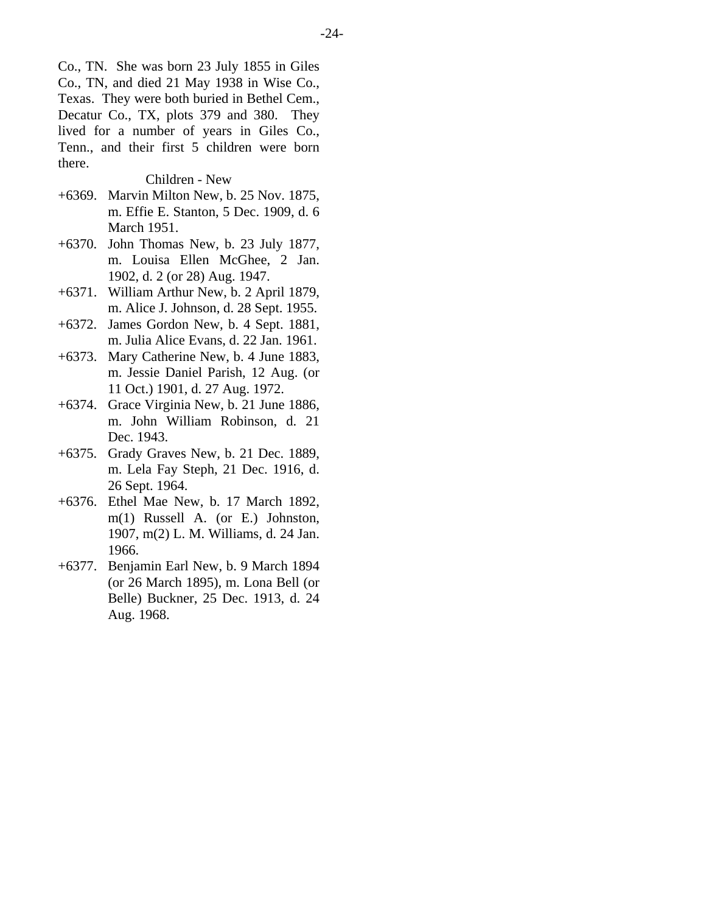Co., TN. She was born 23 July 1855 in Giles Co., TN, and died 21 May 1938 in Wise Co., Texas. They were both buried in Bethel Cem., Decatur Co., TX, plots 379 and 380. They lived for a number of years in Giles Co., Tenn., and their first 5 children were born there.

Children - New

+6369. Marvin Milton New, b. 25 Nov. 1875, m. Effie E. Stanton, 5 Dec. 1909, d. 6 March 1951.

+6370. John Thomas New, b. 23 July 1877, m. Louisa Ellen McGhee, 2 Jan. 1902, d. 2 (or 28) Aug. 1947.

+6371. William Arthur New, b. 2 April 1879, m. Alice J. Johnson, d. 28 Sept. 1955.

+6372. James Gordon New, b. 4 Sept. 1881, m. Julia Alice Evans, d. 22 Jan. 1961.

+6373. Mary Catherine New, b. 4 June 1883, m. Jessie Daniel Parish, 12 Aug. (or 11 Oct.) 1901, d. 27 Aug. 1972.

+6374. Grace Virginia New, b. 21 June 1886, m. John William Robinson, d. 21 Dec. 1943.

+6375. Grady Graves New, b. 21 Dec. 1889, m. Lela Fay Steph, 21 Dec. 1916, d. 26 Sept. 1964.

+6376. Ethel Mae New, b. 17 March 1892, m(1) Russell A. (or E.) Johnston, 1907, m(2) L. M. Williams, d. 24 Jan. 1966.

+6377. Benjamin Earl New, b. 9 March 1894 (or 26 March 1895), m. Lona Bell (or Belle) Buckner, 25 Dec. 1913, d. 24 Aug. 1968.